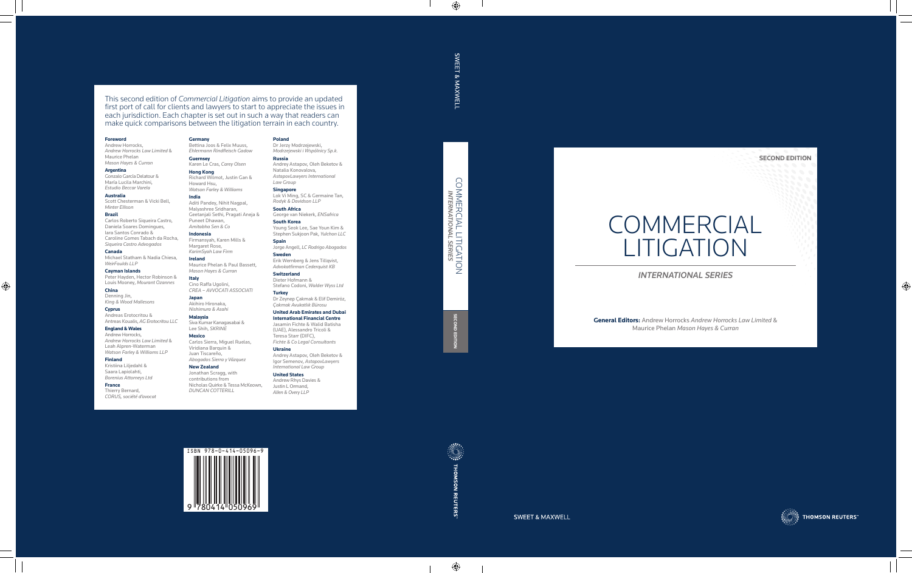# COMMERCIAL LITIGATION

**SECOND EDITION**

*INTERNATIONAL SERIES*

**General Editors:** Andrew Horrocks *Andrew Horrocks Law Limited* & Maurice Phelan *Mason Hayes & Curran*

SWEET & MAXWELL

THOMSON REUTERS

---

This second edition of *Commercial Litigation* aims to provide an updated first port of call for clients and lawyers to start to appreciate the issues in each jurisdiction. Each chapter is set out in such a way that readers can make quick comparisons between the litigation terrain in each country.

**Foreword**
Andrew Horrocks, *Andrew Horrocks Law Limited* & Maurice Phelan *Mason Hayes & Curran*

**Argentina**
Gonzalo García Delatour & María Lucila Marchini, *Estudio Beccar Varela*

**Australia**
Scott Chesterman & Vicki Bell, *Minter Ellison*

**Brazil**
Carlos Roberto Siqueira Castro, Daniela Soares Domingues, Iara Santos Conrado & Caroline Gomes Tabach da Rocha, *Siqueira Castro Advogados*

**Canada**
Michael Statham & Nadia Chiesa, *WeirFoulds LLP*

**Cayman Islands**
Peter Hayden, Hector Robinson & Louis Mooney, *Mourant Ozannes*

**China**
Denning Jin, *King & Wood Mallesons*

**Cyprus**
Andreas Erotocritou & Antreas Koualis, *AG Erotocritou LLC*

**England & Wales**
Andrew Horrocks, *Andrew Horrocks Law Limited* & Leah Alpren-Waterman *Watson Farley & Williams LLP*

**Finland**
Kristiina Liljedahl & Saara Lapiolahti, *Borenius Attorneys Ltd*

**France**
Thierry Bernard, *CORUS, société d'avocat*

**Germany**
Bettina Joos & Felix Muuss, *Ehlermann Rindfleisch Gadow*

**Guernsey**
Karen Le Cras, *Carey Olsen*

**Hong Kong**
Richard Wilmot, Justin Gan & Howard Hsu, *Watson Farley & Williams*

**India**
Aditi Pandey, Nihit Nagpal, Malyashree Sridharan, Geetanjali Sethi, Pragati Aneja & Puneet Dhawan, *Amitabha Sen & Co*

**Indonesia**
Firmansyah, Karen Mills & Margaret Rose, *KarimSyah Law Firm*

**Ireland**
Maurice Phelan & Paul Bassett, *Mason Hayes & Curran*

**Italy**
Cino Raffa Ugolini, *CREA – AVVOCATI ASSOCIATI*

**Japan**
Akihiro Hironaka, *Nishimura & Asahi*

**Malaysia**
Siva Kumar Kanagasabai & Lee Shih, *SKRINE*

**Mexico**
Carlos Sierra, Miguel Ruelas, Viridiana Barquin & Juan Tiscareño, *Abogados Sierra y Vázquez*

**New Zealand**
Jonathan Scragg, with contributions from Nicholas Quirke & Tessa McKeown, *DUNCAN COTTERILL*

**Poland**
Dr Jerzy Modrzejewski, *Modrzejewski i Wspólnicy Sp.k.*

**Russia**
Andrey Astapov, Oleh Beketov & Natalia Konovalova, *AstapovLawyers International Law Group*

**Singapore**
Lok Vi Ming, SC & Germaine Tan, *Rodyk & Davidson LLP*

**South Africa**
George van Niekerk, *ENSafrica*

**South Korea**
Young Seok Lee, Sae Youn Kim & Stephen Sukjoon Pak, *Yulchon LLC*

**Spain**
Jorge Angell, *LC Rodrigo Abogados*

**Sweden**
Erik Wernberg & Jens Tillqvist, *Advokatfirman Cederquist KB*

**Switzerland**
Dieter Hofmann & Stefano Codoni, *Walder Wyss Ltd*

**Turkey**
Dr Zeynep Çakmak & Elif Demiröz, *Çakmak Avukatlık Bürosu*

**United Arab Emirates and Dubai International Financial Centre**
Jasamin Fichte & Walid Batisha (UAE), Alessandro Tricoli & Teresa Starr (DIFC), *Fichte & Co Legal Consultants*

**Ukraine**
Andrey Astapov, Oleh Beketov & Igor Semenov, *AstapovLawyers International Law Group*

**United States**
Andrew Rhys Davies & Justin L Ormand, *Allen & Overy LLP*

ISBN 978-0-414-05096-9

9 780414 050969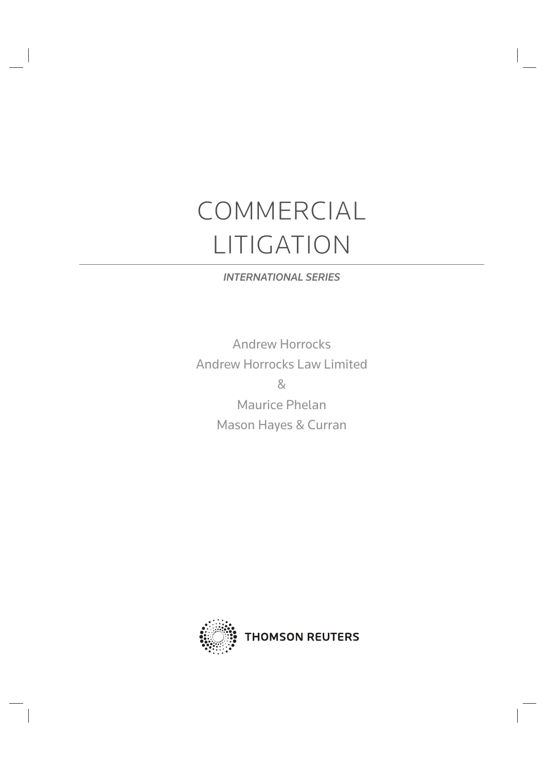# COMMERCIAL LITIGATION

*INTERNATIONAL SERIES*

Andrew Horrocks

Andrew Horrocks Law Limited

&

Maurice Phelan

Mason Hayes & Curran

THOMSON REUTERS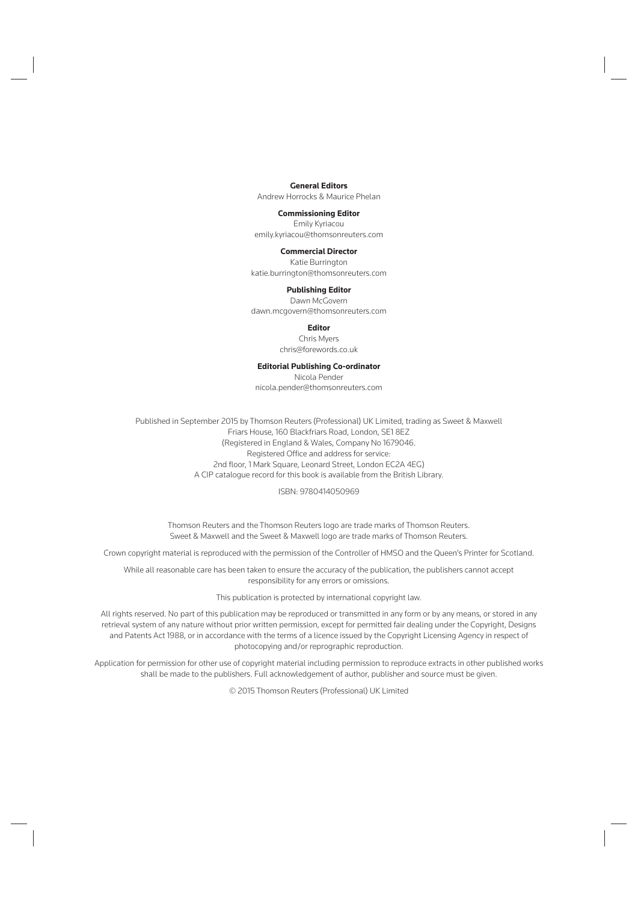**General Editors**

Andrew Horrocks & Maurice Phelan

**Commissioning Editor**

Emily Kyriacou

emily.kyriacou@thomsonreuters.com

**Commercial Director**

Katie Burrington

katie.burrington@thomsonreuters.com

**Publishing Editor**

Dawn McGovern

dawn.mcgovern@thomsonreuters.com

**Editor**

Chris Myers

chris@forewords.co.uk

**Editorial Publishing Co-ordinator**

Nicola Pender

nicola.pender@thomsonreuters.com

Published in September 2015 by Thomson Reuters (Professional) UK Limited, trading as Sweet & Maxwell
Friars House, 160 Blackfriars Road, London, SE1 8EZ
(Registered in England & Wales, Company No 1679046.
Registered Office and address for service:
2nd floor, 1 Mark Square, Leonard Street, London EC2A 4EG)
A CIP catalogue record for this book is available from the British Library.

ISBN: 9780414050969

Thomson Reuters and the Thomson Reuters logo are trade marks of Thomson Reuters.
Sweet & Maxwell and the Sweet & Maxwell logo are trade marks of Thomson Reuters.

Crown copyright material is reproduced with the permission of the Controller of HMSO and the Queen's Printer for Scotland.

While all reasonable care has been taken to ensure the accuracy of the publication, the publishers cannot accept responsibility for any errors or omissions.

This publication is protected by international copyright law.

All rights reserved. No part of this publication may be reproduced or transmitted in any form or by any means, or stored in any retrieval system of any nature without prior written permission, except for permitted fair dealing under the Copyright, Designs and Patents Act 1988, or in accordance with the terms of a licence issued by the Copyright Licensing Agency in respect of photocopying and/or reprographic reproduction.

Application for permission for other use of copyright material including permission to reproduce extracts in other published works shall be made to the publishers. Full acknowledgement of author, publisher and source must be given.

© 2015 Thomson Reuters (Professional) UK Limited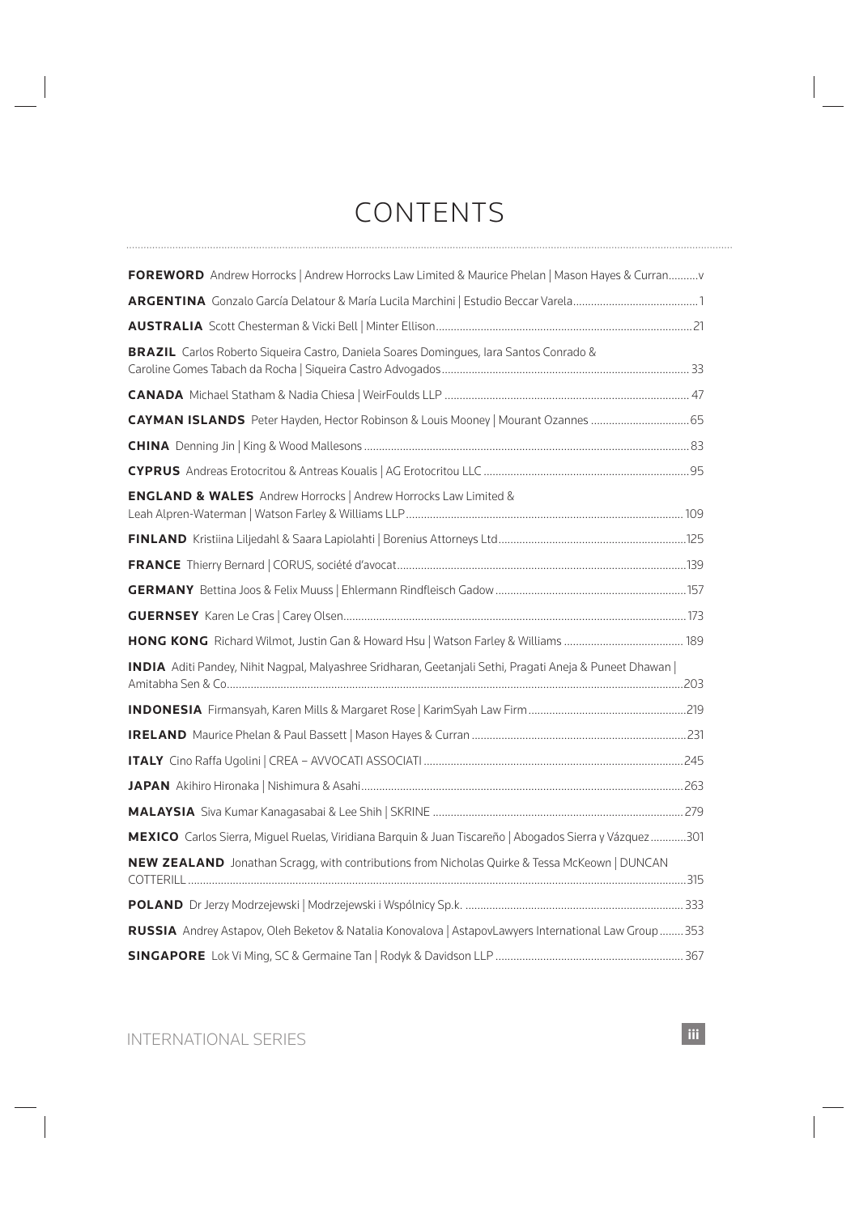# CONTENTS

**FOREWORD** Andrew Horrocks | Andrew Horrocks Law Limited & Maurice Phelan | Mason Hayes & Curran..........v

**ARGENTINA** Gonzalo García Delatour & María Lucila Marchini | Estudio Beccar Varela..........1

**AUSTRALIA** Scott Chesterman & Vicki Bell | Minter Ellison..........21

**BRAZIL** Carlos Roberto Siqueira Castro, Daniela Soares Domingues, Iara Santos Conrado & Caroline Gomes Tabach da Rocha | Siqueira Castro Advogados..........33

**CANADA** Michael Statham & Nadia Chiesa | WeirFoulds LLP..........47

**CAYMAN ISLANDS** Peter Hayden, Hector Robinson & Louis Mooney | Mourant Ozannes..........65

**CHINA** Denning Jin | King & Wood Mallesons..........83

**CYPRUS** Andreas Erotocritou & Antreas Koualis | AG Erotocritou LLC..........95

**ENGLAND & WALES** Andrew Horrocks | Andrew Horrocks Law Limited & Leah Alpren-Waterman | Watson Farley & Williams LLP..........109

**FINLAND** Kristiina Liljedahl & Saara Lapiolahti | Borenius Attorneys Ltd..........125

**FRANCE** Thierry Bernard | CORUS, société d'avocat..........139

**GERMANY** Bettina Joos & Felix Muuss | Ehlermann Rindfleisch Gadow..........157

**GUERNSEY** Karen Le Cras | Carey Olsen..........173

**HONG KONG** Richard Wilmot, Justin Gan & Howard Hsu | Watson Farley & Williams..........189

**INDIA** Aditi Pandey, Nihit Nagpal, Malyashree Sridharan, Geetanjali Sethi, Pragati Aneja & Puneet Dhawan | Amitabha Sen & Co..........203

**INDONESIA** Firmansyah, Karen Mills & Margaret Rose | KarimSyah Law Firm..........219

**IRELAND** Maurice Phelan & Paul Bassett | Mason Hayes & Curran..........231

**ITALY** Cino Raffa Ugolini | CREA – AVVOCATI ASSOCIATI..........245

**JAPAN** Akihiro Hironaka | Nishimura & Asahi..........263

**MALAYSIA** Siva Kumar Kanagasabai & Lee Shih | SKRINE..........279

**MEXICO** Carlos Sierra, Miguel Ruelas, Viridiana Barquin & Juan Tiscareño | Abogados Sierra y Vázquez..........301

**NEW ZEALAND** Jonathan Scragg, with contributions from Nicholas Quirke & Tessa McKeown | DUNCAN COTTERILL..........315

**POLAND** Dr Jerzy Modrzejewski | Modrzejewski i Wspólnicy Sp.k...........333

**RUSSIA** Andrey Astapov, Oleh Beketov & Natalia Konovalova | AstapovLawyers International Law Group..........353

**SINGAPORE** Lok Vi Ming, SC & Germaine Tan | Rodyk & Davidson LLP..........367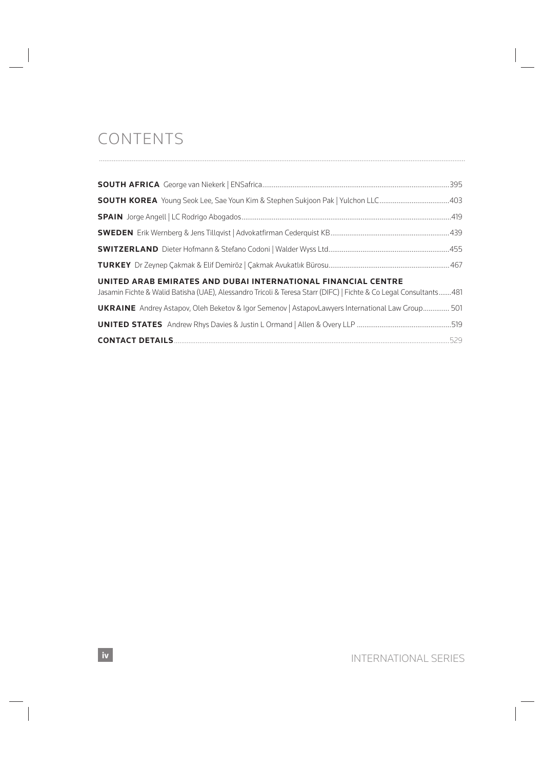# CONTENTS

**SOUTH AFRICA** George van Niekerk | ENSafrica....395

**SOUTH KOREA** Young Seok Lee, Sae Youn Kim & Stephen Sukjoon Pak | Yulchon LLC....403

**SPAIN** Jorge Angell | LC Rodrigo Abogados....419

**SWEDEN** Erik Wernberg & Jens Tillqvist | Advokatfirman Cederquist KB....439

**SWITZERLAND** Dieter Hofmann & Stefano Codoni | Walder Wyss Ltd....455

**TURKEY** Dr Zeynep Çakmak & Elif Demiröz | Çakmak Avukatlık Bürosu....467

**UNITED ARAB EMIRATES AND DUBAI INTERNATIONAL FINANCIAL CENTRE**
Jasamin Fichte & Walid Batisha (UAE), Alessandro Tricoli & Teresa Starr (DIFC) | Fichte & Co Legal Consultants....481

**UKRAINE** Andrey Astapov, Oleh Beketov & Igor Semenov | AstapovLawyers International Law Group....501

**UNITED STATES** Andrew Rhys Davies & Justin L Ormand | Allen & Overy LLP....519

**CONTACT DETAILS**....529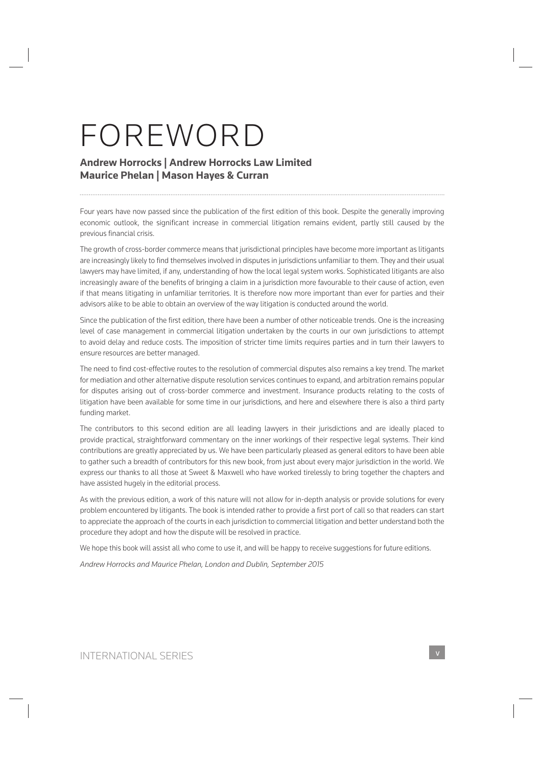# FOREWORD

**Andrew Horrocks | Andrew Horrocks Law Limited**
**Maurice Phelan | Mason Hayes & Curran**

Four years have now passed since the publication of the first edition of this book. Despite the generally improving economic outlook, the significant increase in commercial litigation remains evident, partly still caused by the previous financial crisis.

The growth of cross-border commerce means that jurisdictional principles have become more important as litigants are increasingly likely to find themselves involved in disputes in jurisdictions unfamiliar to them. They and their usual lawyers may have limited, if any, understanding of how the local legal system works. Sophisticated litigants are also increasingly aware of the benefits of bringing a claim in a jurisdiction more favourable to their cause of action, even if that means litigating in unfamiliar territories. It is therefore now more important than ever for parties and their advisors alike to be able to obtain an overview of the way litigation is conducted around the world.

Since the publication of the first edition, there have been a number of other noticeable trends. One is the increasing level of case management in commercial litigation undertaken by the courts in our own jurisdictions to attempt to avoid delay and reduce costs. The imposition of stricter time limits requires parties and in turn their lawyers to ensure resources are better managed.

The need to find cost-effective routes to the resolution of commercial disputes also remains a key trend. The market for mediation and other alternative dispute resolution services continues to expand, and arbitration remains popular for disputes arising out of cross-border commerce and investment. Insurance products relating to the costs of litigation have been available for some time in our jurisdictions, and here and elsewhere there is also a third party funding market.

The contributors to this second edition are all leading lawyers in their jurisdictions and are ideally placed to provide practical, straightforward commentary on the inner workings of their respective legal systems. Their kind contributions are greatly appreciated by us. We have been particularly pleased as general editors to have been able to gather such a breadth of contributors for this new book, from just about every major jurisdiction in the world. We express our thanks to all those at Sweet & Maxwell who have worked tirelessly to bring together the chapters and have assisted hugely in the editorial process.

As with the previous edition, a work of this nature will not allow for in-depth analysis or provide solutions for every problem encountered by litigants. The book is intended rather to provide a first port of call so that readers can start to appreciate the approach of the courts in each jurisdiction to commercial litigation and better understand both the procedure they adopt and how the dispute will be resolved in practice.

We hope this book will assist all who come to use it, and will be happy to receive suggestions for future editions.

*Andrew Horrocks and Maurice Phelan, London and Dublin, September 2015*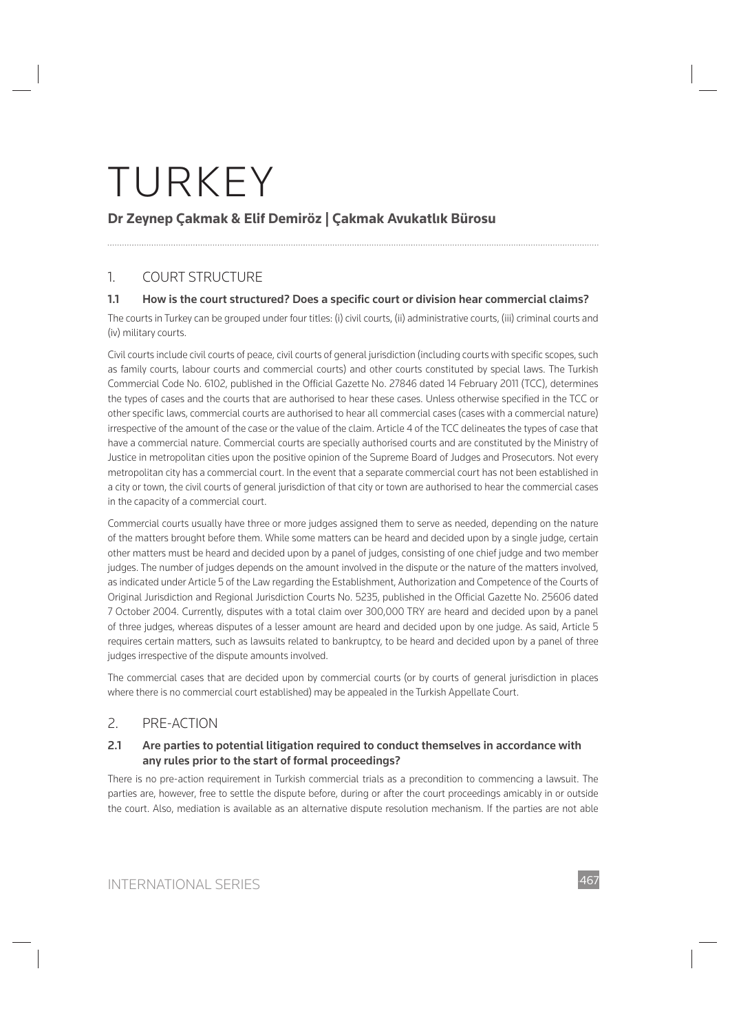# TURKEY

**Dr Zeynep Çakmak & Elif Demiröz | Çakmak Avukatlık Bürosu**

## 1. COURT STRUCTURE

### 1.1 How is the court structured? Does a specific court or division hear commercial claims?

The courts in Turkey can be grouped under four titles: (i) civil courts, (ii) administrative courts, (iii) criminal courts and (iv) military courts.

Civil courts include civil courts of peace, civil courts of general jurisdiction (including courts with specific scopes, such as family courts, labour courts and commercial courts) and other courts constituted by special laws. The Turkish Commercial Code No. 6102, published in the Official Gazette No. 27846 dated 14 February 2011 (TCC), determines the types of cases and the courts that are authorised to hear these cases. Unless otherwise specified in the TCC or other specific laws, commercial courts are authorised to hear all commercial cases (cases with a commercial nature) irrespective of the amount of the case or the value of the claim. Article 4 of the TCC delineates the types of case that have a commercial nature. Commercial courts are specially authorised courts and are constituted by the Ministry of Justice in metropolitan cities upon the positive opinion of the Supreme Board of Judges and Prosecutors. Not every metropolitan city has a commercial court. In the event that a separate commercial court has not been established in a city or town, the civil courts of general jurisdiction of that city or town are authorised to hear the commercial cases in the capacity of a commercial court.

Commercial courts usually have three or more judges assigned them to serve as needed, depending on the nature of the matters brought before them. While some matters can be heard and decided upon by a single judge, certain other matters must be heard and decided upon by a panel of judges, consisting of one chief judge and two member judges. The number of judges depends on the amount involved in the dispute or the nature of the matters involved, as indicated under Article 5 of the Law regarding the Establishment, Authorization and Competence of the Courts of Original Jurisdiction and Regional Jurisdiction Courts No. 5235, published in the Official Gazette No. 25606 dated 7 October 2004. Currently, disputes with a total claim over 300,000 TRY are heard and decided upon by a panel of three judges, whereas disputes of a lesser amount are heard and decided upon by one judge. As said, Article 5 requires certain matters, such as lawsuits related to bankruptcy, to be heard and decided upon by a panel of three judges irrespective of the dispute amounts involved.

The commercial cases that are decided upon by commercial courts (or by courts of general jurisdiction in places where there is no commercial court established) may be appealed in the Turkish Appellate Court.

## 2. PRE-ACTION

### 2.1 Are parties to potential litigation required to conduct themselves in accordance with any rules prior to the start of formal proceedings?

There is no pre-action requirement in Turkish commercial trials as a precondition to commencing a lawsuit. The parties are, however, free to settle the dispute before, during or after the court proceedings amicably in or outside the court. Also, mediation is available as an alternative dispute resolution mechanism. If the parties are not able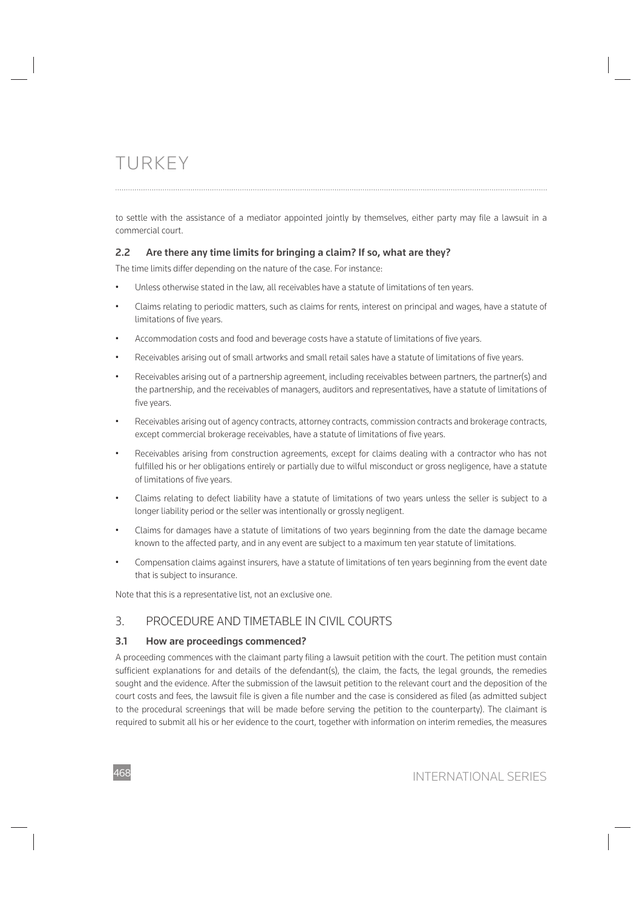to settle with the assistance of a mediator appointed jointly by themselves, either party may file a lawsuit in a commercial court.

### 2.2 Are there any time limits for bringing a claim? If so, what are they?

The time limits differ depending on the nature of the case. For instance:

- Unless otherwise stated in the law, all receivables have a statute of limitations of ten years.
- Claims relating to periodic matters, such as claims for rents, interest on principal and wages, have a statute of limitations of five years.
- Accommodation costs and food and beverage costs have a statute of limitations of five years.
- Receivables arising out of small artworks and small retail sales have a statute of limitations of five years.
- Receivables arising out of a partnership agreement, including receivables between partners, the partner(s) and the partnership, and the receivables of managers, auditors and representatives, have a statute of limitations of five years.
- Receivables arising out of agency contracts, attorney contracts, commission contracts and brokerage contracts, except commercial brokerage receivables, have a statute of limitations of five years.
- Receivables arising from construction agreements, except for claims dealing with a contractor who has not fulfilled his or her obligations entirely or partially due to wilful misconduct or gross negligence, have a statute of limitations of five years.
- Claims relating to defect liability have a statute of limitations of two years unless the seller is subject to a longer liability period or the seller was intentionally or grossly negligent.
- Claims for damages have a statute of limitations of two years beginning from the date the damage became known to the affected party, and in any event are subject to a maximum ten year statute of limitations.
- Compensation claims against insurers, have a statute of limitations of ten years beginning from the event date that is subject to insurance.

Note that this is a representative list, not an exclusive one.

## 3. PROCEDURE AND TIMETABLE IN CIVIL COURTS

### 3.1 How are proceedings commenced?

A proceeding commences with the claimant party filing a lawsuit petition with the court. The petition must contain sufficient explanations for and details of the defendant(s), the claim, the facts, the legal grounds, the remedies sought and the evidence. After the submission of the lawsuit petition to the relevant court and the deposition of the court costs and fees, the lawsuit file is given a file number and the case is considered as filed (as admitted subject to the procedural screenings that will be made before serving the petition to the counterparty). The claimant is required to submit all his or her evidence to the court, together with information on interim remedies, the measures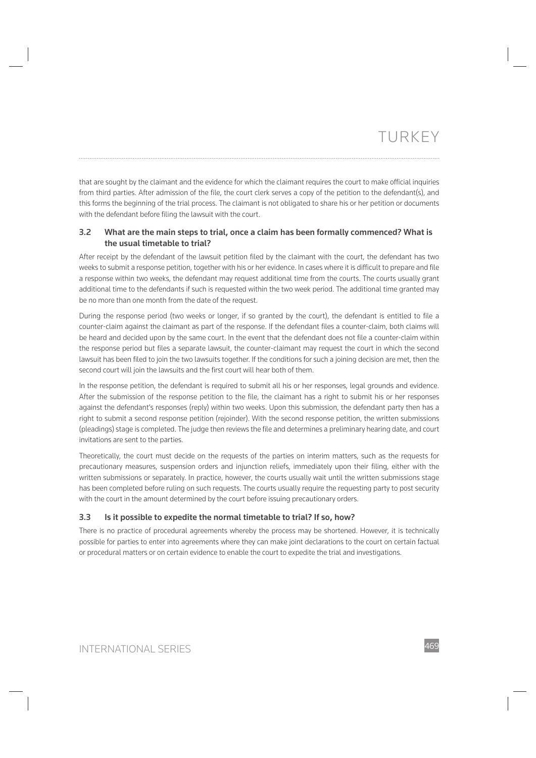that are sought by the claimant and the evidence for which the claimant requires the court to make official inquiries from third parties. After admission of the file, the court clerk serves a copy of the petition to the defendant(s), and this forms the beginning of the trial process. The claimant is not obligated to share his or her petition or documents with the defendant before filing the lawsuit with the court.

### 3.2 What are the main steps to trial, once a claim has been formally commenced? What is the usual timetable to trial?

After receipt by the defendant of the lawsuit petition filed by the claimant with the court, the defendant has two weeks to submit a response petition, together with his or her evidence. In cases where it is difficult to prepare and file a response within two weeks, the defendant may request additional time from the courts. The courts usually grant additional time to the defendants if such is requested within the two week period. The additional time granted may be no more than one month from the date of the request.

During the response period (two weeks or longer, if so granted by the court), the defendant is entitled to file a counter-claim against the claimant as part of the response. If the defendant files a counter-claim, both claims will be heard and decided upon by the same court. In the event that the defendant does not file a counter-claim within the response period but files a separate lawsuit, the counter-claimant may request the court in which the second lawsuit has been filed to join the two lawsuits together. If the conditions for such a joining decision are met, then the second court will join the lawsuits and the first court will hear both of them.

In the response petition, the defendant is required to submit all his or her responses, legal grounds and evidence. After the submission of the response petition to the file, the claimant has a right to submit his or her responses against the defendant's responses (reply) within two weeks. Upon this submission, the defendant party then has a right to submit a second response petition (rejoinder). With the second response petition, the written submissions (pleadings) stage is completed. The judge then reviews the file and determines a preliminary hearing date, and court invitations are sent to the parties.

Theoretically, the court must decide on the requests of the parties on interim matters, such as the requests for precautionary measures, suspension orders and injunction reliefs, immediately upon their filing, either with the written submissions or separately. In practice, however, the courts usually wait until the written submissions stage has been completed before ruling on such requests. The courts usually require the requesting party to post security with the court in the amount determined by the court before issuing precautionary orders.

### 3.3 Is it possible to expedite the normal timetable to trial? If so, how?

There is no practice of procedural agreements whereby the process may be shortened. However, it is technically possible for parties to enter into agreements where they can make joint declarations to the court on certain factual or procedural matters or on certain evidence to enable the court to expedite the trial and investigations.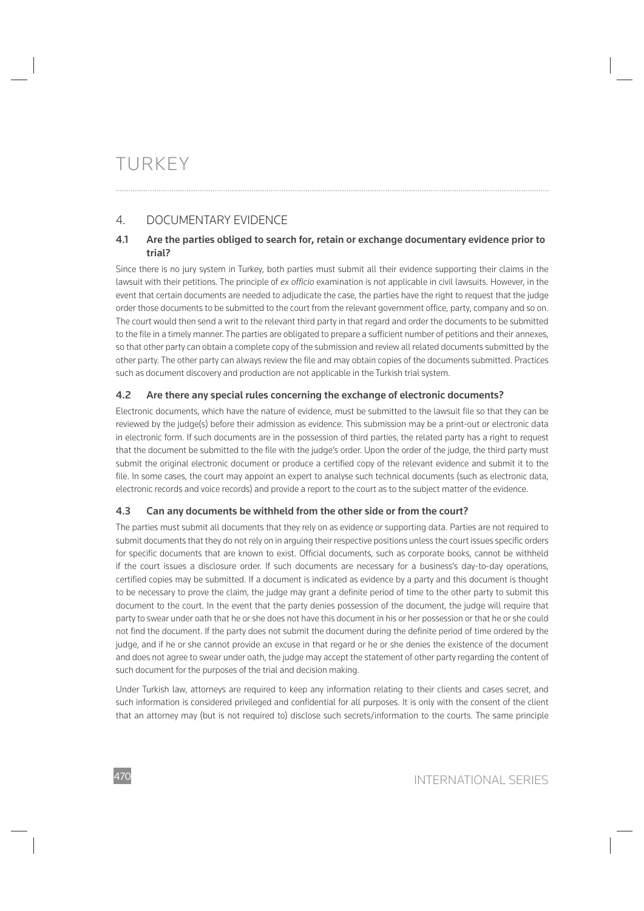# TURKEY

## 4. DOCUMENTARY EVIDENCE

### 4.1 Are the parties obliged to search for, retain or exchange documentary evidence prior to trial?

Since there is no jury system in Turkey, both parties must submit all their evidence supporting their claims in the lawsuit with their petitions. The principle of *ex officio* examination is not applicable in civil lawsuits. However, in the event that certain documents are needed to adjudicate the case, the parties have the right to request that the judge order those documents to be submitted to the court from the relevant government office, party, company and so on. The court would then send a writ to the relevant third party in that regard and order the documents to be submitted to the file in a timely manner. The parties are obligated to prepare a sufficient number of petitions and their annexes, so that other party can obtain a complete copy of the submission and review all related documents submitted by the other party. The other party can always review the file and may obtain copies of the documents submitted. Practices such as document discovery and production are not applicable in the Turkish trial system.

### 4.2 Are there any special rules concerning the exchange of electronic documents?

Electronic documents, which have the nature of evidence, must be submitted to the lawsuit file so that they can be reviewed by the judge(s) before their admission as evidence. This submission may be a print-out or electronic data in electronic form. If such documents are in the possession of third parties, the related party has a right to request that the document be submitted to the file with the judge's order. Upon the order of the judge, the third party must submit the original electronic document or produce a certified copy of the relevant evidence and submit it to the file. In some cases, the court may appoint an expert to analyse such technical documents (such as electronic data, electronic records and voice records) and provide a report to the court as to the subject matter of the evidence.

### 4.3 Can any documents be withheld from the other side or from the court?

The parties must submit all documents that they rely on as evidence or supporting data. Parties are not required to submit documents that they do not rely on in arguing their respective positions unless the court issues specific orders for specific documents that are known to exist. Official documents, such as corporate books, cannot be withheld if the court issues a disclosure order. If such documents are necessary for a business's day-to-day operations, certified copies may be submitted. If a document is indicated as evidence by a party and this document is thought to be necessary to prove the claim, the judge may grant a definite period of time to the other party to submit this document to the court. In the event that the party denies possession of the document, the judge will require that party to swear under oath that he or she does not have this document in his or her possession or that he or she could not find the document. If the party does not submit the document during the definite period of time ordered by the judge, and if he or she cannot provide an excuse in that regard or he or she denies the existence of the document and does not agree to swear under oath, the judge may accept the statement of other party regarding the content of such document for the purposes of the trial and decision making.

Under Turkish law, attorneys are required to keep any information relating to their clients and cases secret, and such information is considered privileged and confidential for all purposes. It is only with the consent of the client that an attorney may (but is not required to) disclose such secrets/information to the courts. The same principle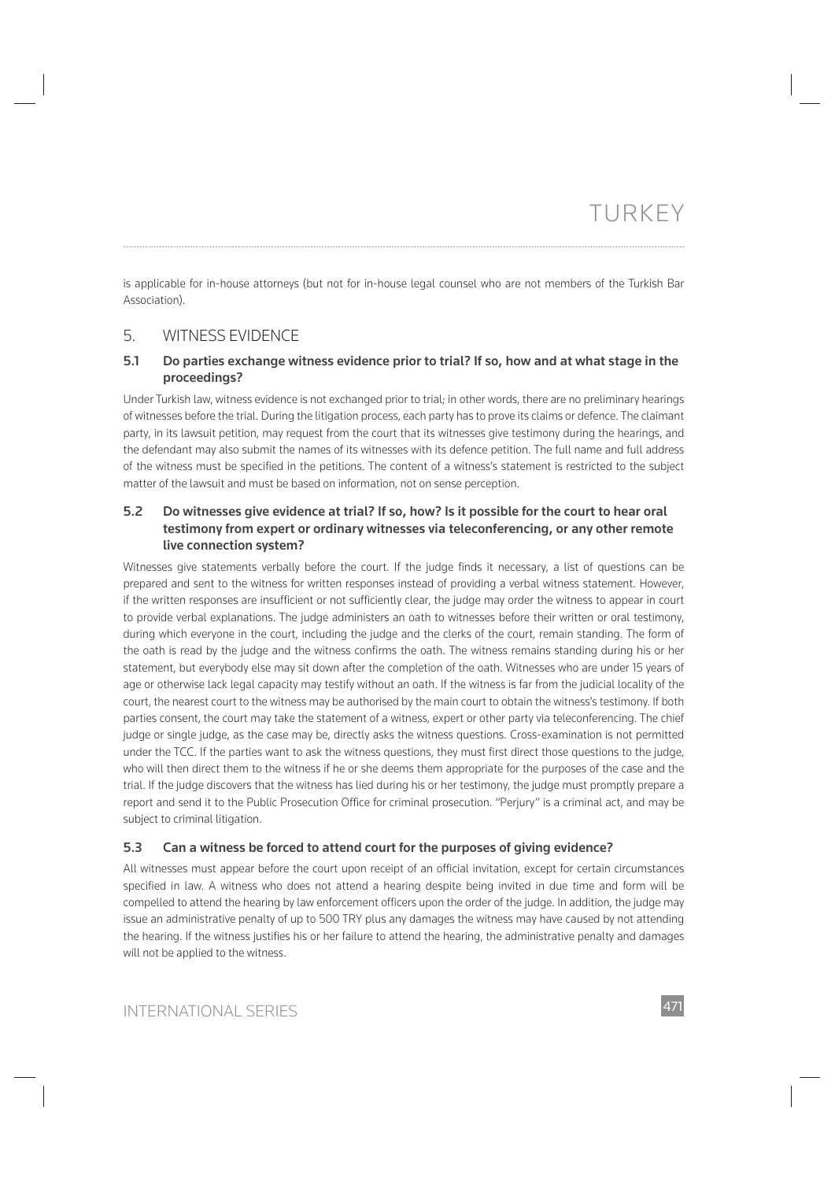is applicable for in-house attorneys (but not for in-house legal counsel who are not members of the Turkish Bar Association).

## 5. WITNESS EVIDENCE

### 5.1 Do parties exchange witness evidence prior to trial? If so, how and at what stage in the proceedings?

Under Turkish law, witness evidence is not exchanged prior to trial; in other words, there are no preliminary hearings of witnesses before the trial. During the litigation process, each party has to prove its claims or defence. The claimant party, in its lawsuit petition, may request from the court that its witnesses give testimony during the hearings, and the defendant may also submit the names of its witnesses with its defence petition. The full name and full address of the witness must be specified in the petitions. The content of a witness's statement is restricted to the subject matter of the lawsuit and must be based on information, not on sense perception.

### 5.2 Do witnesses give evidence at trial? If so, how? Is it possible for the court to hear oral testimony from expert or ordinary witnesses via teleconferencing, or any other remote live connection system?

Witnesses give statements verbally before the court. If the judge finds it necessary, a list of questions can be prepared and sent to the witness for written responses instead of providing a verbal witness statement. However, if the written responses are insufficient or not sufficiently clear, the judge may order the witness to appear in court to provide verbal explanations. The judge administers an oath to witnesses before their written or oral testimony, during which everyone in the court, including the judge and the clerks of the court, remain standing. The form of the oath is read by the judge and the witness confirms the oath. The witness remains standing during his or her statement, but everybody else may sit down after the completion of the oath. Witnesses who are under 15 years of age or otherwise lack legal capacity may testify without an oath. If the witness is far from the judicial locality of the court, the nearest court to the witness may be authorised by the main court to obtain the witness's testimony. If both parties consent, the court may take the statement of a witness, expert or other party via teleconferencing. The chief judge or single judge, as the case may be, directly asks the witness questions. Cross-examination is not permitted under the TCC. If the parties want to ask the witness questions, they must first direct those questions to the judge, who will then direct them to the witness if he or she deems them appropriate for the purposes of the case and the trial. If the judge discovers that the witness has lied during his or her testimony, the judge must promptly prepare a report and send it to the Public Prosecution Office for criminal prosecution. "Perjury" is a criminal act, and may be subject to criminal litigation.

### 5.3 Can a witness be forced to attend court for the purposes of giving evidence?

All witnesses must appear before the court upon receipt of an official invitation, except for certain circumstances specified in law. A witness who does not attend a hearing despite being invited in due time and form will be compelled to attend the hearing by law enforcement officers upon the order of the judge. In addition, the judge may issue an administrative penalty of up to 500 TRY plus any damages the witness may have caused by not attending the hearing. If the witness justifies his or her failure to attend the hearing, the administrative penalty and damages will not be applied to the witness.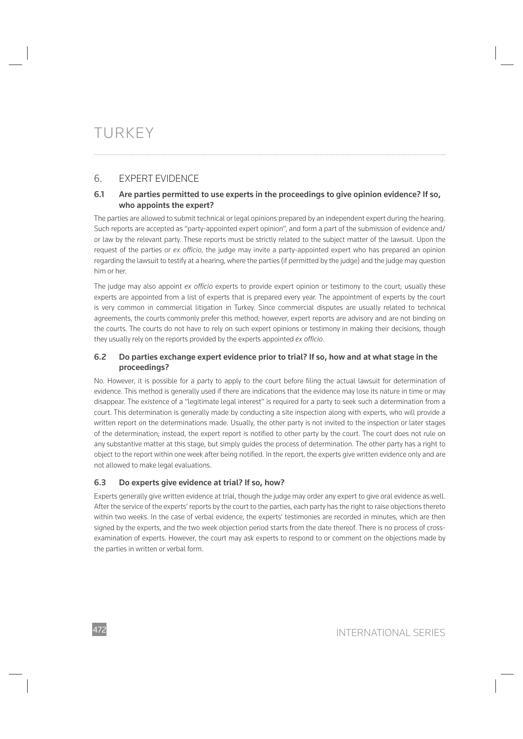# TURKEY

## 6. EXPERT EVIDENCE

### 6.1 Are parties permitted to use experts in the proceedings to give opinion evidence? If so, who appoints the expert?

The parties are allowed to submit technical or legal opinions prepared by an independent expert during the hearing. Such reports are accepted as "party-appointed expert opinion", and form a part of the submission of evidence and/or law by the relevant party. These reports must be strictly related to the subject matter of the lawsuit. Upon the request of the parties or *ex officio*, the judge may invite a party-appointed expert who has prepared an opinion regarding the lawsuit to testify at a hearing, where the parties (if permitted by the judge) and the judge may question him or her.

The judge may also appoint *ex officio* experts to provide expert opinion or testimony to the court; usually these experts are appointed from a list of experts that is prepared every year. The appointment of experts by the court is very common in commercial litigation in Turkey. Since commercial disputes are usually related to technical agreements, the courts commonly prefer this method; however, expert reports are advisory and are not binding on the courts. The courts do not have to rely on such expert opinions or testimony in making their decisions, though they usually rely on the reports provided by the experts appointed *ex officio*.

### 6.2 Do parties exchange expert evidence prior to trial? If so, how and at what stage in the proceedings?

No. However, it is possible for a party to apply to the court before filing the actual lawsuit for determination of evidence. This method is generally used if there are indications that the evidence may lose its nature in time or may disappear. The existence of a "legitimate legal interest" is required for a party to seek such a determination from a court. This determination is generally made by conducting a site inspection along with experts, who will provide a written report on the determinations made. Usually, the other party is not invited to the inspection or later stages of the determination; instead, the expert report is notified to other party by the court. The court does not rule on any substantive matter at this stage, but simply guides the process of determination. The other party has a right to object to the report within one week after being notified. In the report, the experts give written evidence only and are not allowed to make legal evaluations.

### 6.3 Do experts give evidence at trial? If so, how?

Experts generally give written evidence at trial, though the judge may order any expert to give oral evidence as well. After the service of the experts' reports by the court to the parties, each party has the right to raise objections thereto within two weeks. In the case of verbal evidence, the experts' testimonies are recorded in minutes, which are then signed by the experts, and the two week objection period starts from the date thereof. There is no process of cross-examination of experts. However, the court may ask experts to respond to or comment on the objections made by the parties in written or verbal form.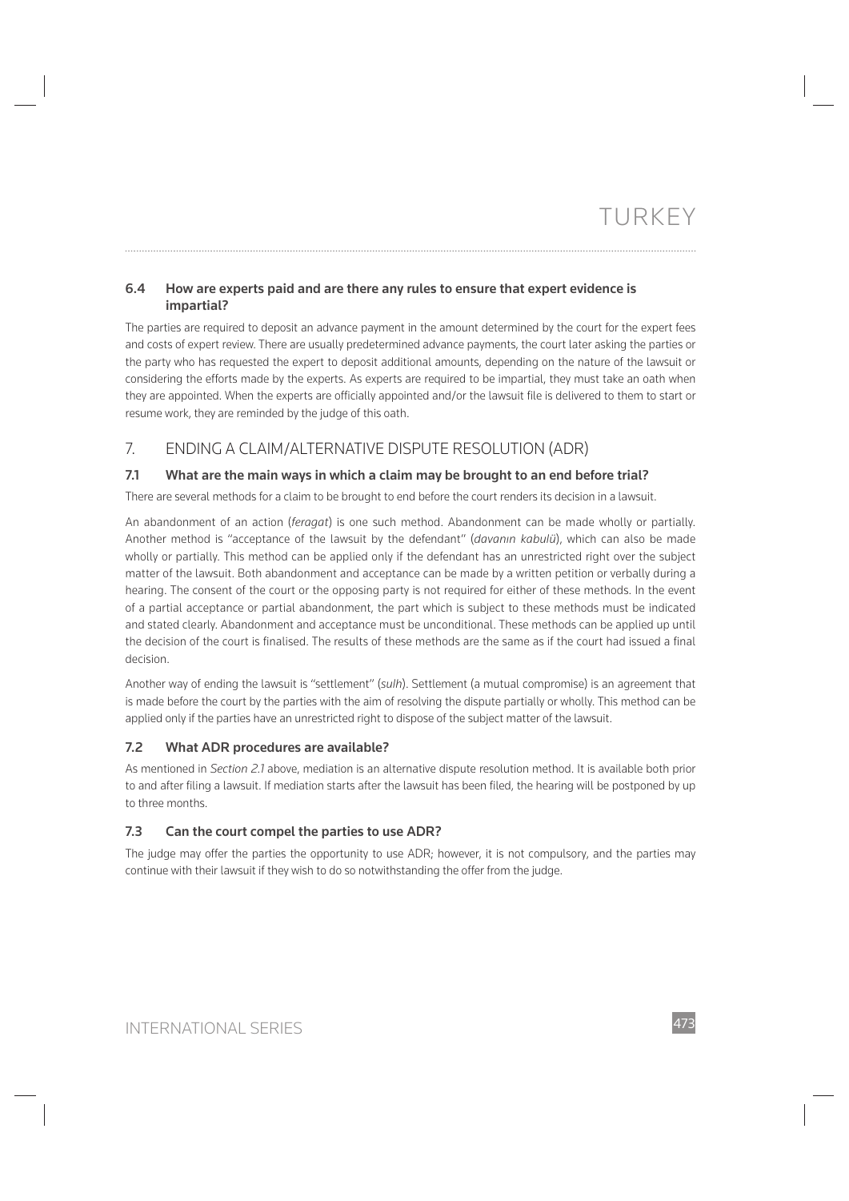### 6.4 How are experts paid and are there any rules to ensure that expert evidence is impartial?

The parties are required to deposit an advance payment in the amount determined by the court for the expert fees and costs of expert review. There are usually predetermined advance payments, the court later asking the parties or the party who has requested the expert to deposit additional amounts, depending on the nature of the lawsuit or considering the efforts made by the experts. As experts are required to be impartial, they must take an oath when they are appointed. When the experts are officially appointed and/or the lawsuit file is delivered to them to start or resume work, they are reminded by the judge of this oath.

## 7. ENDING A CLAIM/ALTERNATIVE DISPUTE RESOLUTION (ADR)

### 7.1 What are the main ways in which a claim may be brought to an end before trial?

There are several methods for a claim to be brought to end before the court renders its decision in a lawsuit.

An abandonment of an action (*feragat*) is one such method. Abandonment can be made wholly or partially. Another method is "acceptance of the lawsuit by the defendant" (*davanın kabulü*), which can also be made wholly or partially. This method can be applied only if the defendant has an unrestricted right over the subject matter of the lawsuit. Both abandonment and acceptance can be made by a written petition or verbally during a hearing. The consent of the court or the opposing party is not required for either of these methods. In the event of a partial acceptance or partial abandonment, the part which is subject to these methods must be indicated and stated clearly. Abandonment and acceptance must be unconditional. These methods can be applied up until the decision of the court is finalised. The results of these methods are the same as if the court had issued a final decision.

Another way of ending the lawsuit is "settlement" (*sulh*). Settlement (a mutual compromise) is an agreement that is made before the court by the parties with the aim of resolving the dispute partially or wholly. This method can be applied only if the parties have an unrestricted right to dispose of the subject matter of the lawsuit.

### 7.2 What ADR procedures are available?

As mentioned in *Section 2.1* above, mediation is an alternative dispute resolution method. It is available both prior to and after filing a lawsuit. If mediation starts after the lawsuit has been filed, the hearing will be postponed by up to three months.

### 7.3 Can the court compel the parties to use ADR?

The judge may offer the parties the opportunity to use ADR; however, it is not compulsory, and the parties may continue with their lawsuit if they wish to do so notwithstanding the offer from the judge.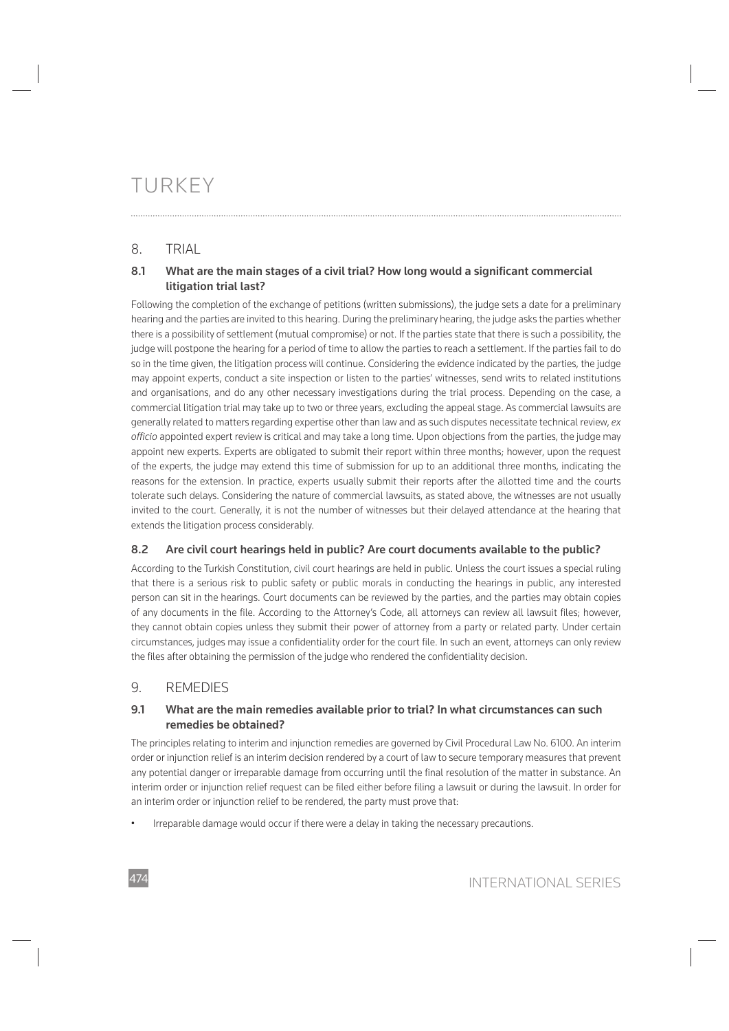# TURKEY

## 8. TRIAL

### 8.1 What are the main stages of a civil trial? How long would a significant commercial litigation trial last?

Following the completion of the exchange of petitions (written submissions), the judge sets a date for a preliminary hearing and the parties are invited to this hearing. During the preliminary hearing, the judge asks the parties whether there is a possibility of settlement (mutual compromise) or not. If the parties state that there is such a possibility, the judge will postpone the hearing for a period of time to allow the parties to reach a settlement. If the parties fail to do so in the time given, the litigation process will continue. Considering the evidence indicated by the parties, the judge may appoint experts, conduct a site inspection or listen to the parties' witnesses, send writs to related institutions and organisations, and do any other necessary investigations during the trial process. Depending on the case, a commercial litigation trial may take up to two or three years, excluding the appeal stage. As commercial lawsuits are generally related to matters regarding expertise other than law and as such disputes necessitate technical review, *ex officio* appointed expert review is critical and may take a long time. Upon objections from the parties, the judge may appoint new experts. Experts are obligated to submit their report within three months; however, upon the request of the experts, the judge may extend this time of submission for up to an additional three months, indicating the reasons for the extension. In practice, experts usually submit their reports after the allotted time and the courts tolerate such delays. Considering the nature of commercial lawsuits, as stated above, the witnesses are not usually invited to the court. Generally, it is not the number of witnesses but their delayed attendance at the hearing that extends the litigation process considerably.

### 8.2 Are civil court hearings held in public? Are court documents available to the public?

According to the Turkish Constitution, civil court hearings are held in public. Unless the court issues a special ruling that there is a serious risk to public safety or public morals in conducting the hearings in public, any interested person can sit in the hearings. Court documents can be reviewed by the parties, and the parties may obtain copies of any documents in the file. According to the Attorney's Code, all attorneys can review all lawsuit files; however, they cannot obtain copies unless they submit their power of attorney from a party or related party. Under certain circumstances, judges may issue a confidentiality order for the court file. In such an event, attorneys can only review the files after obtaining the permission of the judge who rendered the confidentiality decision.

## 9. REMEDIES

### 9.1 What are the main remedies available prior to trial? In what circumstances can such remedies be obtained?

The principles relating to interim and injunction remedies are governed by Civil Procedural Law No. 6100. An interim order or injunction relief is an interim decision rendered by a court of law to secure temporary measures that prevent any potential danger or irreparable damage from occurring until the final resolution of the matter in substance. An interim order or injunction relief request can be filed either before filing a lawsuit or during the lawsuit. In order for an interim order or injunction relief to be rendered, the party must prove that:

- Irreparable damage would occur if there were a delay in taking the necessary precautions.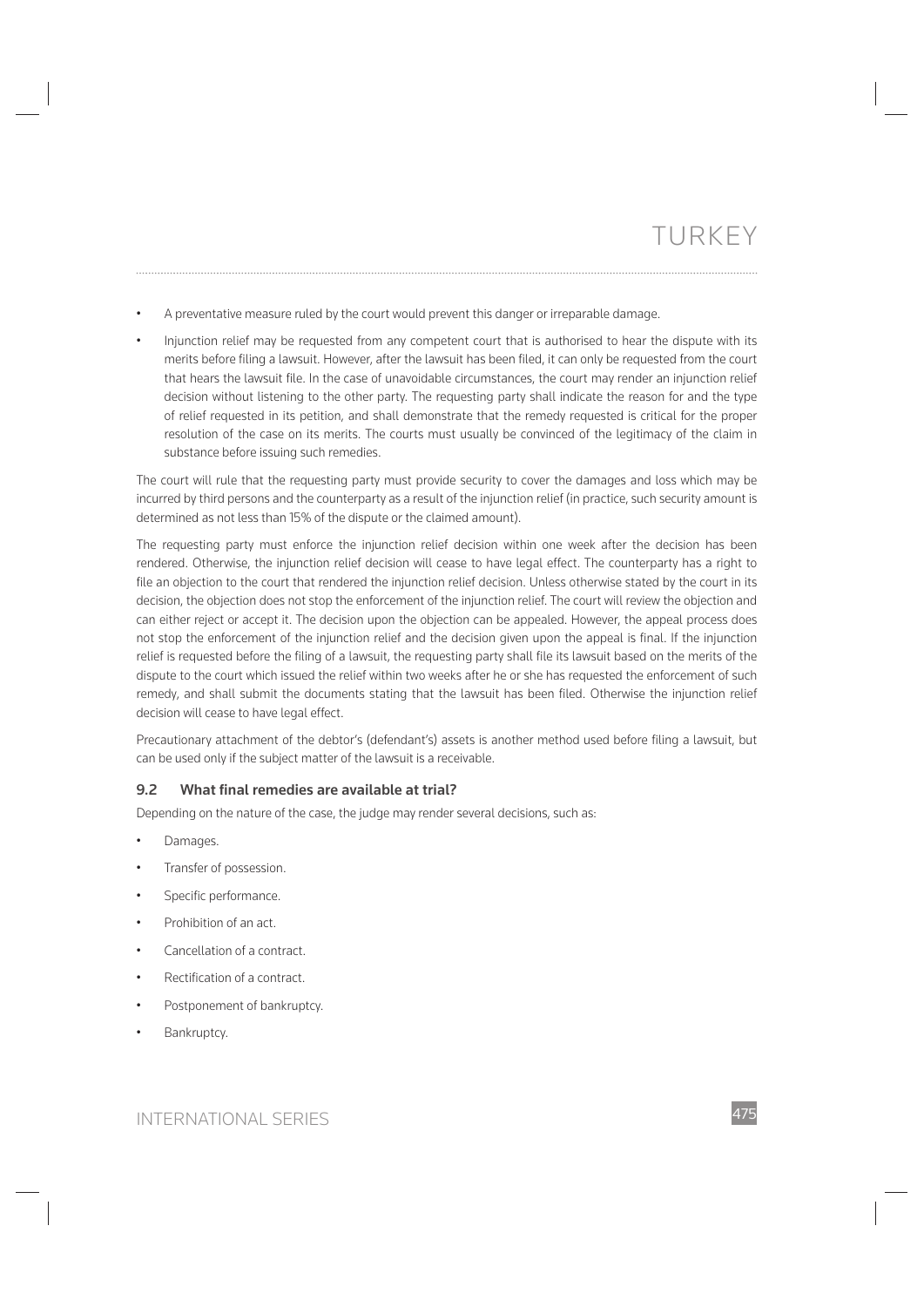- A preventative measure ruled by the court would prevent this danger or irreparable damage.
- Injunction relief may be requested from any competent court that is authorised to hear the dispute with its merits before filing a lawsuit. However, after the lawsuit has been filed, it can only be requested from the court that hears the lawsuit file. In the case of unavoidable circumstances, the court may render an injunction relief decision without listening to the other party. The requesting party shall indicate the reason for and the type of relief requested in its petition, and shall demonstrate that the remedy requested is critical for the proper resolution of the case on its merits. The courts must usually be convinced of the legitimacy of the claim in substance before issuing such remedies.

The court will rule that the requesting party must provide security to cover the damages and loss which may be incurred by third persons and the counterparty as a result of the injunction relief (in practice, such security amount is determined as not less than 15% of the dispute or the claimed amount).

The requesting party must enforce the injunction relief decision within one week after the decision has been rendered. Otherwise, the injunction relief decision will cease to have legal effect. The counterparty has a right to file an objection to the court that rendered the injunction relief decision. Unless otherwise stated by the court in its decision, the objection does not stop the enforcement of the injunction relief. The court will review the objection and can either reject or accept it. The decision upon the objection can be appealed. However, the appeal process does not stop the enforcement of the injunction relief and the decision given upon the appeal is final. If the injunction relief is requested before the filing of a lawsuit, the requesting party shall file its lawsuit based on the merits of the dispute to the court which issued the relief within two weeks after he or she has requested the enforcement of such remedy, and shall submit the documents stating that the lawsuit has been filed. Otherwise the injunction relief decision will cease to have legal effect.

Precautionary attachment of the debtor's (defendant's) assets is another method used before filing a lawsuit, but can be used only if the subject matter of the lawsuit is a receivable.

### 9.2 What final remedies are available at trial?

Depending on the nature of the case, the judge may render several decisions, such as:

- Damages.
- Transfer of possession.
- Specific performance.
- Prohibition of an act.
- Cancellation of a contract.
- Rectification of a contract.
- Postponement of bankruptcy.
- Bankruptcy.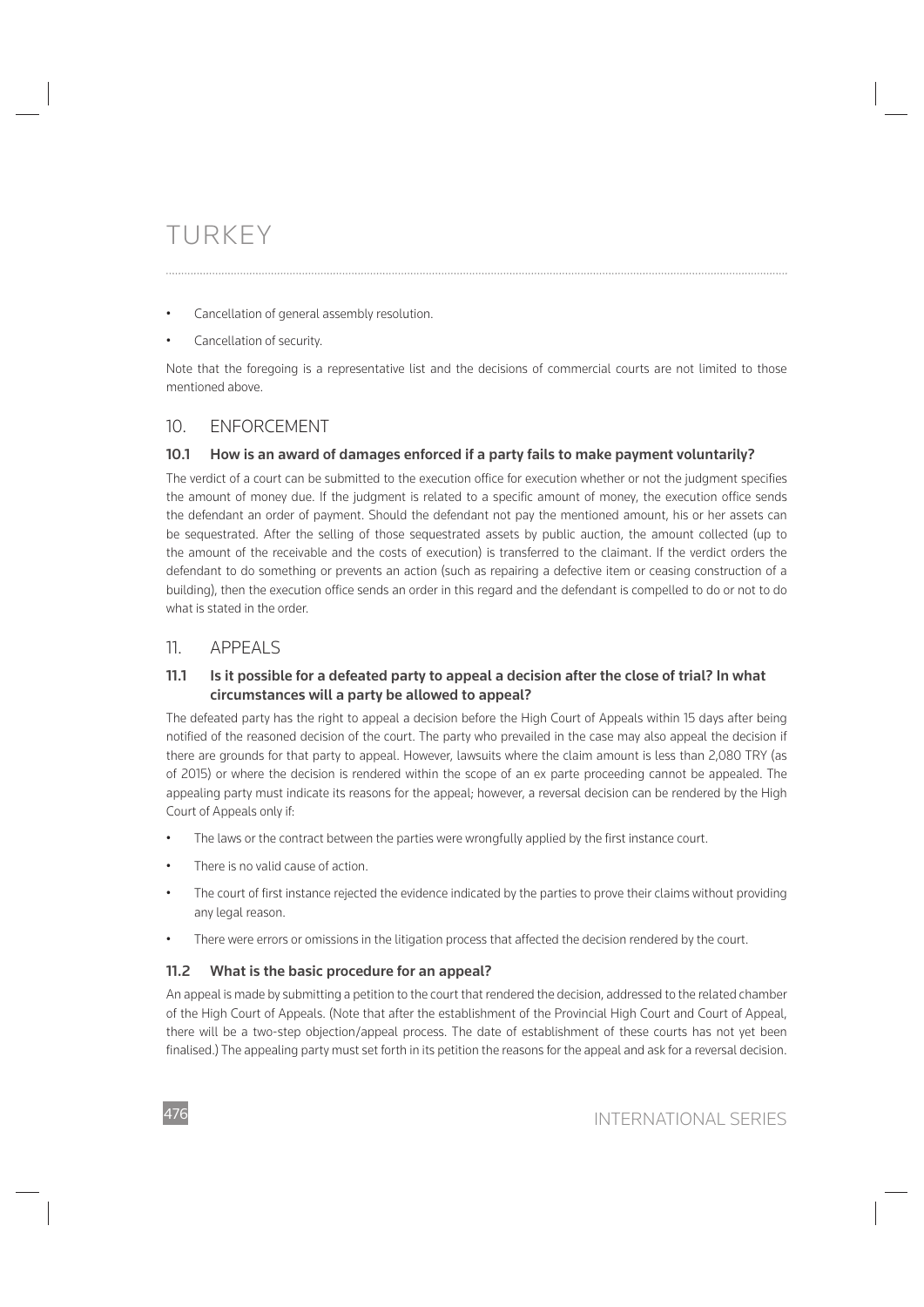- Cancellation of general assembly resolution.
- Cancellation of security.

Note that the foregoing is a representative list and the decisions of commercial courts are not limited to those mentioned above.

## 10. ENFORCEMENT

### 10.1 How is an award of damages enforced if a party fails to make payment voluntarily?

The verdict of a court can be submitted to the execution office for execution whether or not the judgment specifies the amount of money due. If the judgment is related to a specific amount of money, the execution office sends the defendant an order of payment. Should the defendant not pay the mentioned amount, his or her assets can be sequestrated. After the selling of those sequestrated assets by public auction, the amount collected (up to the amount of the receivable and the costs of execution) is transferred to the claimant. If the verdict orders the defendant to do something or prevents an action (such as repairing a defective item or ceasing construction of a building), then the execution office sends an order in this regard and the defendant is compelled to do or not to do what is stated in the order.

## 11. APPEALS

### 11.1 Is it possible for a defeated party to appeal a decision after the close of trial? In what circumstances will a party be allowed to appeal?

The defeated party has the right to appeal a decision before the High Court of Appeals within 15 days after being notified of the reasoned decision of the court. The party who prevailed in the case may also appeal the decision if there are grounds for that party to appeal. However, lawsuits where the claim amount is less than 2,080 TRY (as of 2015) or where the decision is rendered within the scope of an ex parte proceeding cannot be appealed. The appealing party must indicate its reasons for the appeal; however, a reversal decision can be rendered by the High Court of Appeals only if:

- The laws or the contract between the parties were wrongfully applied by the first instance court.
- There is no valid cause of action.
- The court of first instance rejected the evidence indicated by the parties to prove their claims without providing any legal reason.
- There were errors or omissions in the litigation process that affected the decision rendered by the court.

### 11.2 What is the basic procedure for an appeal?

An appeal is made by submitting a petition to the court that rendered the decision, addressed to the related chamber of the High Court of Appeals. (Note that after the establishment of the Provincial High Court and Court of Appeal, there will be a two-step objection/appeal process. The date of establishment of these courts has not yet been finalised.) The appealing party must set forth in its petition the reasons for the appeal and ask for a reversal decision.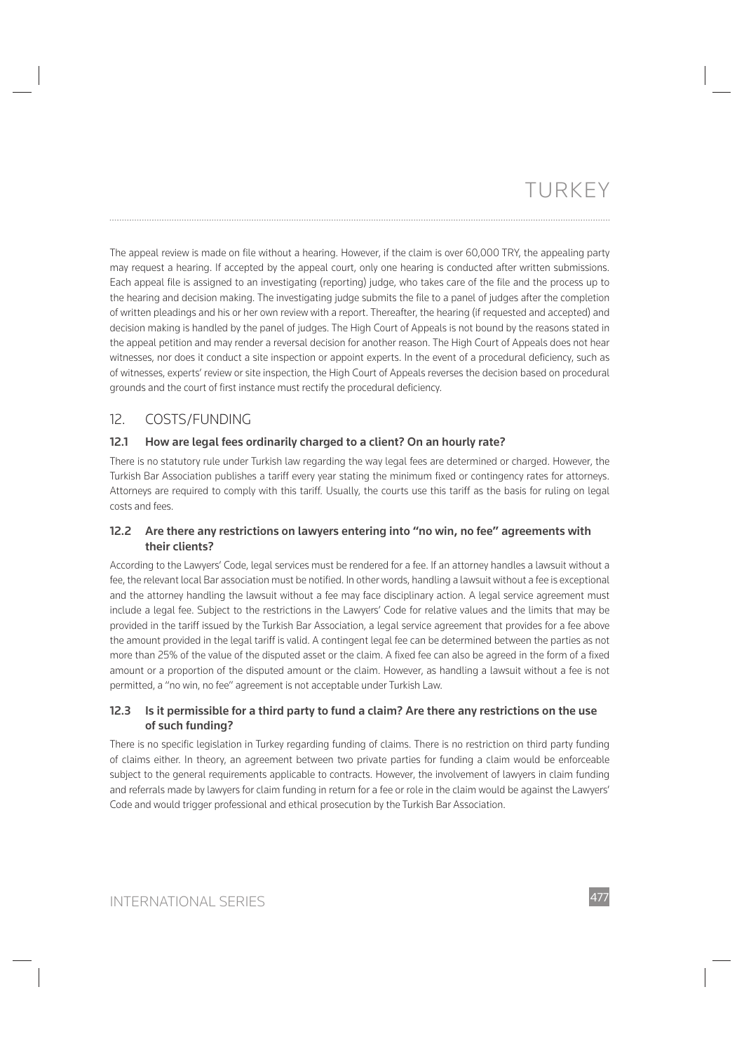The appeal review is made on file without a hearing. However, if the claim is over 60,000 TRY, the appealing party may request a hearing. If accepted by the appeal court, only one hearing is conducted after written submissions. Each appeal file is assigned to an investigating (reporting) judge, who takes care of the file and the process up to the hearing and decision making. The investigating judge submits the file to a panel of judges after the completion of written pleadings and his or her own review with a report. Thereafter, the hearing (if requested and accepted) and decision making is handled by the panel of judges. The High Court of Appeals is not bound by the reasons stated in the appeal petition and may render a reversal decision for another reason. The High Court of Appeals does not hear witnesses, nor does it conduct a site inspection or appoint experts. In the event of a procedural deficiency, such as of witnesses, experts' review or site inspection, the High Court of Appeals reverses the decision based on procedural grounds and the court of first instance must rectify the procedural deficiency.

## 12. COSTS/FUNDING

### 12.1 How are legal fees ordinarily charged to a client? On an hourly rate?

There is no statutory rule under Turkish law regarding the way legal fees are determined or charged. However, the Turkish Bar Association publishes a tariff every year stating the minimum fixed or contingency rates for attorneys. Attorneys are required to comply with this tariff. Usually, the courts use this tariff as the basis for ruling on legal costs and fees.

### 12.2 Are there any restrictions on lawyers entering into "no win, no fee" agreements with their clients?

According to the Lawyers' Code, legal services must be rendered for a fee. If an attorney handles a lawsuit without a fee, the relevant local Bar association must be notified. In other words, handling a lawsuit without a fee is exceptional and the attorney handling the lawsuit without a fee may face disciplinary action. A legal service agreement must include a legal fee. Subject to the restrictions in the Lawyers' Code for relative values and the limits that may be provided in the tariff issued by the Turkish Bar Association, a legal service agreement that provides for a fee above the amount provided in the legal tariff is valid. A contingent legal fee can be determined between the parties as not more than 25% of the value of the disputed asset or the claim. A fixed fee can also be agreed in the form of a fixed amount or a proportion of the disputed amount or the claim. However, as handling a lawsuit without a fee is not permitted, a "no win, no fee" agreement is not acceptable under Turkish Law.

### 12.3 Is it permissible for a third party to fund a claim? Are there any restrictions on the use of such funding?

There is no specific legislation in Turkey regarding funding of claims. There is no restriction on third party funding of claims either. In theory, an agreement between two private parties for funding a claim would be enforceable subject to the general requirements applicable to contracts. However, the involvement of lawyers in claim funding and referrals made by lawyers for claim funding in return for a fee or role in the claim would be against the Lawyers' Code and would trigger professional and ethical prosecution by the Turkish Bar Association.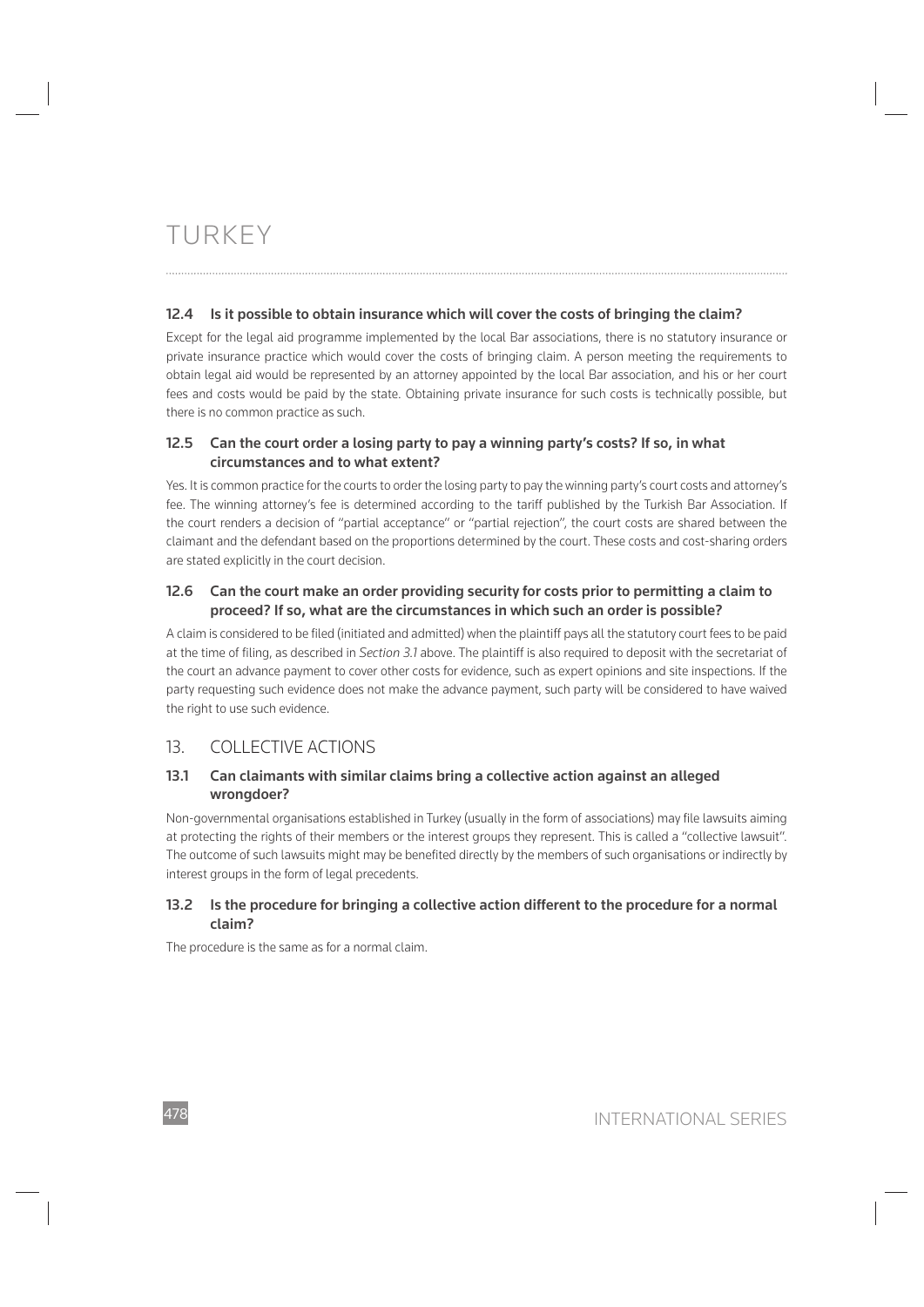# TURKEY

### 12.4 Is it possible to obtain insurance which will cover the costs of bringing the claim?

Except for the legal aid programme implemented by the local Bar associations, there is no statutory insurance or private insurance practice which would cover the costs of bringing claim. A person meeting the requirements to obtain legal aid would be represented by an attorney appointed by the local Bar association, and his or her court fees and costs would be paid by the state. Obtaining private insurance for such costs is technically possible, but there is no common practice as such.

### 12.5 Can the court order a losing party to pay a winning party's costs? If so, in what circumstances and to what extent?

Yes. It is common practice for the courts to order the losing party to pay the winning party's court costs and attorney's fee. The winning attorney's fee is determined according to the tariff published by the Turkish Bar Association. If the court renders a decision of "partial acceptance" or "partial rejection", the court costs are shared between the claimant and the defendant based on the proportions determined by the court. These costs and cost-sharing orders are stated explicitly in the court decision.

### 12.6 Can the court make an order providing security for costs prior to permitting a claim to proceed? If so, what are the circumstances in which such an order is possible?

A claim is considered to be filed (initiated and admitted) when the plaintiff pays all the statutory court fees to be paid at the time of filing, as described in *Section 3.1* above. The plaintiff is also required to deposit with the secretariat of the court an advance payment to cover other costs for evidence, such as expert opinions and site inspections. If the party requesting such evidence does not make the advance payment, such party will be considered to have waived the right to use such evidence.

## 13. COLLECTIVE ACTIONS

### 13.1 Can claimants with similar claims bring a collective action against an alleged wrongdoer?

Non-governmental organisations established in Turkey (usually in the form of associations) may file lawsuits aiming at protecting the rights of their members or the interest groups they represent. This is called a "collective lawsuit". The outcome of such lawsuits might may be benefited directly by the members of such organisations or indirectly by interest groups in the form of legal precedents.

### 13.2 Is the procedure for bringing a collective action different to the procedure for a normal claim?

The procedure is the same as for a normal claim.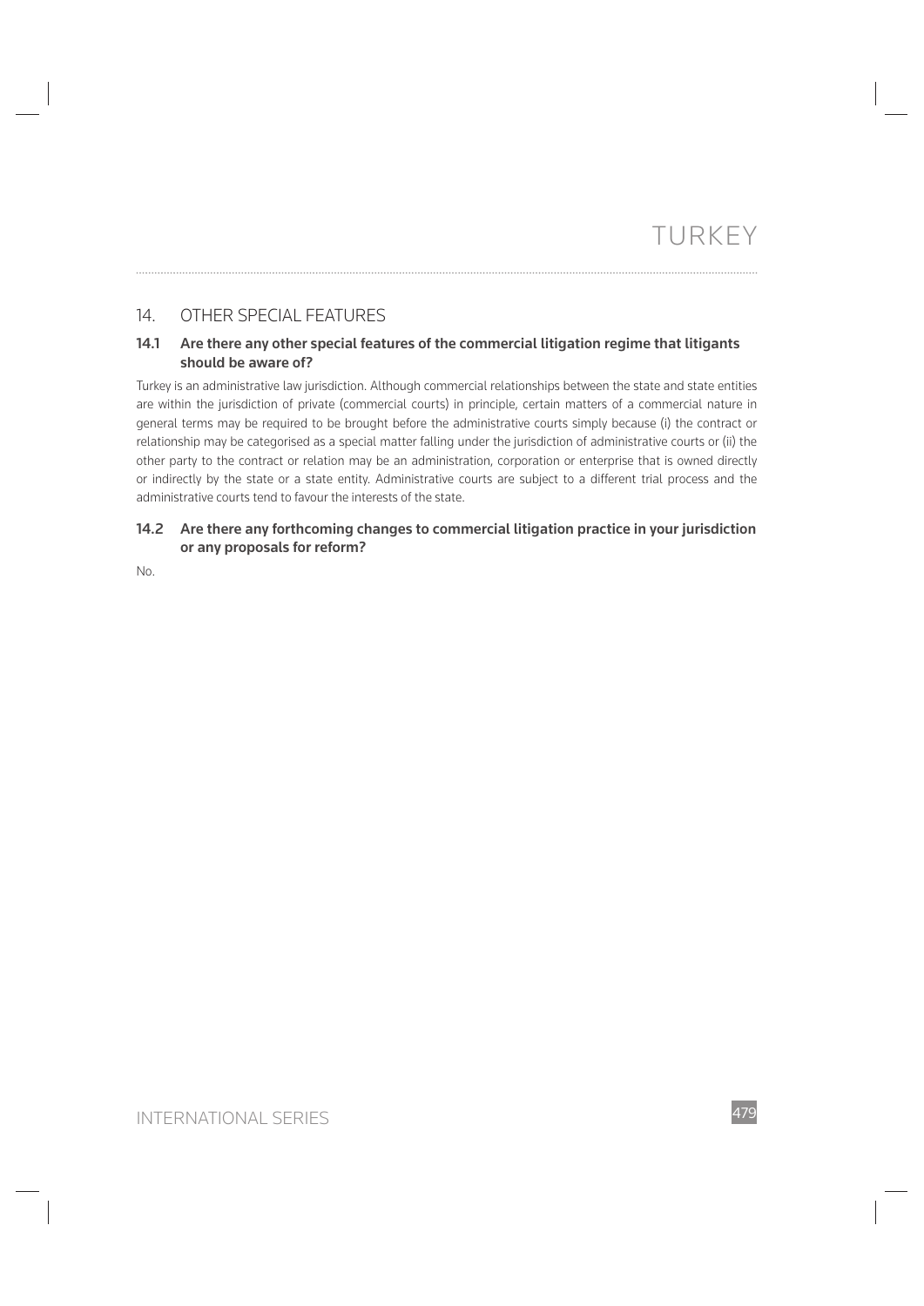## 14. OTHER SPECIAL FEATURES

### 14.1 Are there any other special features of the commercial litigation regime that litigants should be aware of?

Turkey is an administrative law jurisdiction. Although commercial relationships between the state and state entities are within the jurisdiction of private (commercial courts) in principle, certain matters of a commercial nature in general terms may be required to be brought before the administrative courts simply because (i) the contract or relationship may be categorised as a special matter falling under the jurisdiction of administrative courts or (ii) the other party to the contract or relation may be an administration, corporation or enterprise that is owned directly or indirectly by the state or a state entity. Administrative courts are subject to a different trial process and the administrative courts tend to favour the interests of the state.

### 14.2 Are there any forthcoming changes to commercial litigation practice in your jurisdiction or any proposals for reform?

No.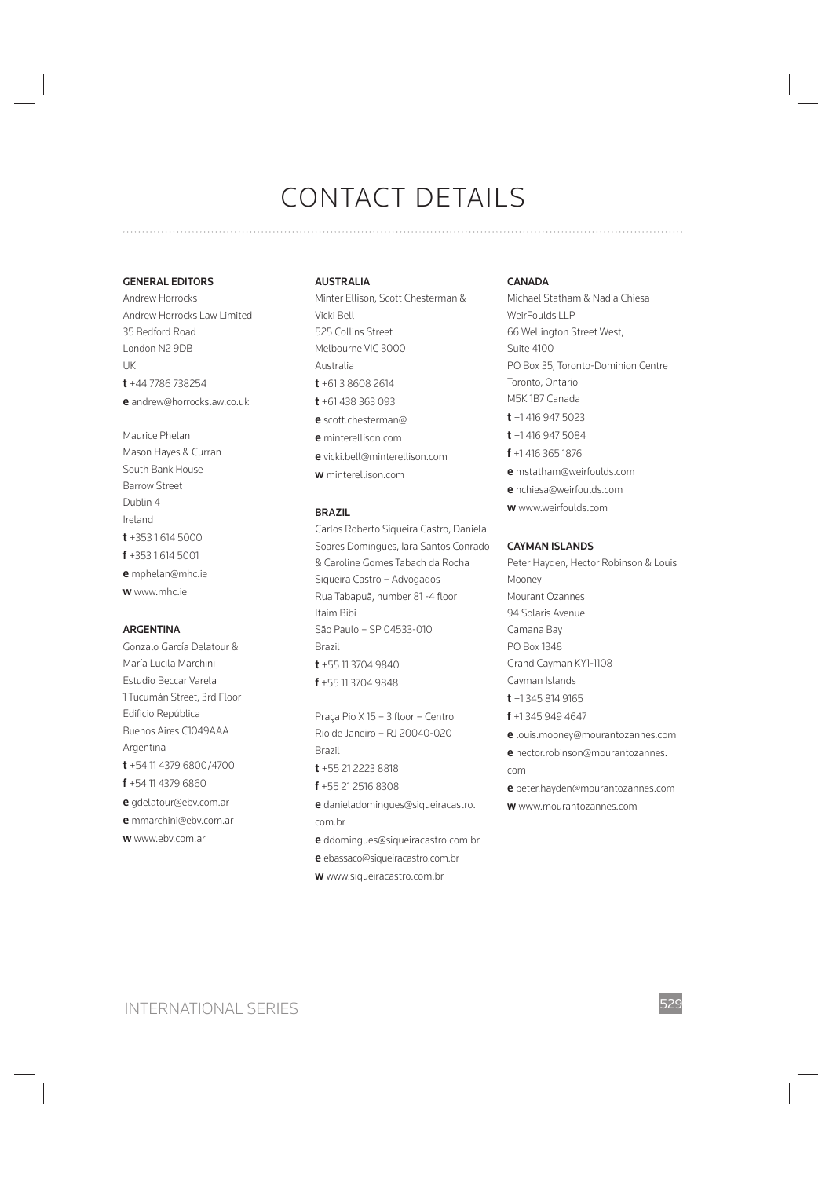# CONTACT DETAILS

### GENERAL EDITORS

Andrew Horrocks
Andrew Horrocks Law Limited
35 Bedford Road
London N2 9DB
UK
**t** +44 7786 738254
**e** andrew@horrockslaw.co.uk

Maurice Phelan
Mason Hayes & Curran
South Bank House
Barrow Street
Dublin 4
Ireland
**t** +353 1 614 5000
**f** +353 1 614 5001
**e** mphelan@mhc.ie
**w** www.mhc.ie

### ARGENTINA

Gonzalo García Delatour &
María Lucila Marchini
Estudio Beccar Varela
1 Tucumán Street, 3rd Floor
Edificio República
Buenos Aires C1049AAA
Argentina
**t** +54 11 4379 6800/4700
**f** +54 11 4379 6860
**e** gdelatour@ebv.com.ar
**e** mmarchini@ebv.com.ar
**w** www.ebv.com.ar

### AUSTRALIA

Minter Ellison, Scott Chesterman &
Vicki Bell
525 Collins Street
Melbourne VIC 3000
Australia
**t** +61 3 8608 2614
**t** +61 438 363 093
**e** scott.chesterman@
**e** minterellison.com
**e** vicki.bell@minterellison.com
**w** minterellison.com

### BRAZIL

Carlos Roberto Siqueira Castro, Daniela
Soares Domingues, Iara Santos Conrado
& Caroline Gomes Tabach da Rocha
Siqueira Castro – Advogados
Rua Tabapuã, number 81 -4 floor
Itaim Bibi
São Paulo – SP 04533-010
Brazil
**t** +55 11 3704 9840
**f** +55 11 3704 9848

Praça Pio X 15 – 3 floor – Centro
Rio de Janeiro – RJ 20040-020
Brazil
**t** +55 21 2223 8818
**f** +55 21 2516 8308
**e** danieladomingues@siqueiracastro.com.br
**e** ddomingues@siqueiracastro.com.br
**e** ebassaco@siqueiracastro.com.br
**w** www.siqueiracastro.com.br

### CANADA

Michael Statham & Nadia Chiesa
WeirFoulds LLP
66 Wellington Street West,
Suite 4100
PO Box 35, Toronto-Dominion Centre
Toronto, Ontario
M5K 1B7 Canada
**t** +1 416 947 5023
**t** +1 416 947 5084
**f** +1 416 365 1876
**e** mstatham@weirfoulds.com
**e** nchiesa@weirfoulds.com
**w** www.weirfoulds.com

### CAYMAN ISLANDS

Peter Hayden, Hector Robinson & Louis
Mooney
Mourant Ozannes
94 Solaris Avenue
Camana Bay
PO Box 1348
Grand Cayman KY1-1108
Cayman Islands
**t** +1 345 814 9165
**f** +1 345 949 4647
**e** louis.mooney@mourantozannes.com
**e** hector.robinson@mourantozannes.com
**e** peter.hayden@mourantozannes.com
**w** www.mourantozannes.com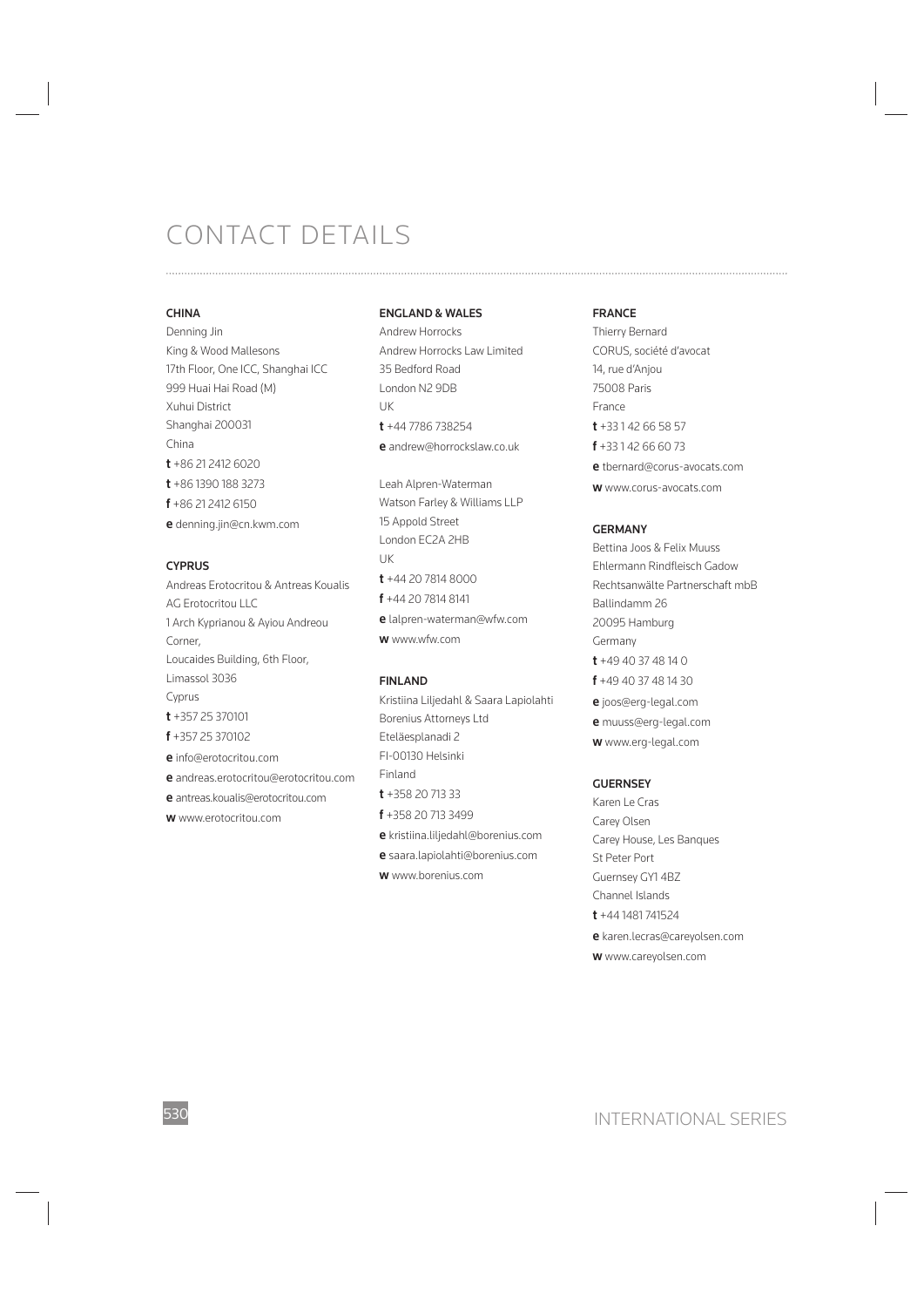# CONTACT DETAILS

**CHINA**

Denning Jin
King & Wood Mallesons
17th Floor, One ICC, Shanghai ICC
999 Huai Hai Road (M)
Xuhui District
Shanghai 200031
China
**t** +86 21 2412 6020
**t** +86 1390 188 3273
**f** +86 21 2412 6150
**e** denning.jin@cn.kwm.com

**CYPRUS**

Andreas Erotocritou & Antreas Koualis
AG Erotocritou LLC
1 Arch Kyprianou & Ayiou Andreou Corner,
Loucaides Building, 6th Floor,
Limassol 3036
Cyprus
**t** +357 25 370101
**f** +357 25 370102
**e** info@erotocritou.com
**e** andreas.erotocritou@erotocritou.com
**e** antreas.koualis@erotocritou.com
**w** www.erotocritou.com

**ENGLAND & WALES**

Andrew Horrocks
Andrew Horrocks Law Limited
35 Bedford Road
London N2 9DB
UK
**t** +44 7786 738254
**e** andrew@horrockslaw.co.uk

Leah Alpren-Waterman
Watson Farley & Williams LLP
15 Appold Street
London EC2A 2HB
UK
**t** +44 20 7814 8000
**f** +44 20 7814 8141
**e** lalpren-waterman@wfw.com
**w** www.wfw.com

**FINLAND**

Kristiina Liljedahl & Saara Lapiolahti
Borenius Attorneys Ltd
Eteläesplanadi 2
FI-00130 Helsinki
Finland
**t** +358 20 713 33
**f** +358 20 713 3499
**e** kristiina.liljedahl@borenius.com
**e** saara.lapiolahti@borenius.com
**w** www.borenius.com

**FRANCE**

Thierry Bernard
CORUS, société d'avocat
14, rue d'Anjou
75008 Paris
France
**t** +33 1 42 66 58 57
**f** +33 1 42 66 60 73
**e** tbernard@corus-avocats.com
**w** www.corus-avocats.com

**GERMANY**

Bettina Joos & Felix Muuss
Ehlermann Rindfleisch Gadow
Rechtsanwälte Partnerschaft mbB
Ballindamm 26
20095 Hamburg
Germany
**t** +49 40 37 48 14 0
**f** +49 40 37 48 14 30
**e** joos@erg-legal.com
**e** muuss@erg-legal.com
**w** www.erg-legal.com

**GUERNSEY**

Karen Le Cras
Carey Olsen
Carey House, Les Banques
St Peter Port
Guernsey GY1 4BZ
Channel Islands
**t** +44 1481 741524
**e** karen.lecras@careyolsen.com
**w** www.careyolsen.com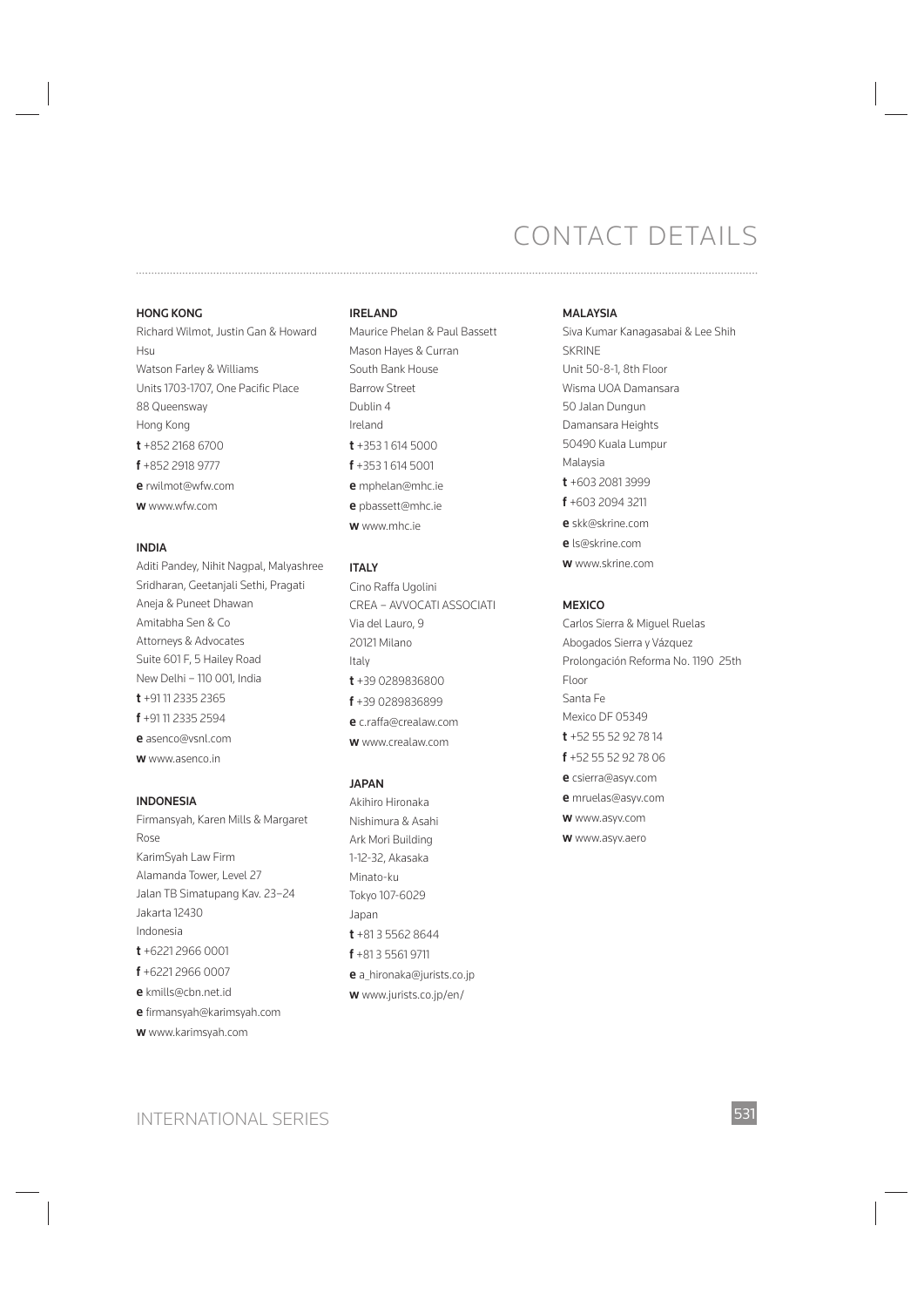# CONTACT DETAILS

### HONG KONG

Richard Wilmot, Justin Gan & Howard Hsu
Watson Farley & Williams
Units 1703-1707, One Pacific Place
88 Queensway
Hong Kong
**t** +852 2168 6700
**f** +852 2918 9777
**e** rwilmot@wfw.com
**w** www.wfw.com

### INDIA

Aditi Pandey, Nihit Nagpal, Malyashree Sridharan, Geetanjali Sethi, Pragati Aneja & Puneet Dhawan
Amitabha Sen & Co
Attorneys & Advocates
Suite 601 F, 5 Hailey Road
New Delhi – 110 001, India
**t** +91 11 2335 2365
**f** +91 11 2335 2594
**e** asenco@vsnl.com
**w** www.asenco.in

### INDONESIA

Firmansyah, Karen Mills & Margaret Rose
KarimSyah Law Firm
Alamanda Tower, Level 27
Jalan TB Simatupang Kav. 23–24
Jakarta 12430
Indonesia
**t** +6221 2966 0001
**f** +6221 2966 0007
**e** kmills@cbn.net.id
**e** firmansyah@karimsyah.com
**w** www.karimsyah.com

### IRELAND

Maurice Phelan & Paul Bassett
Mason Hayes & Curran
South Bank House
Barrow Street
Dublin 4
Ireland
**t** +353 1 614 5000
**f** +353 1 614 5001
**e** mphelan@mhc.ie
**e** pbassett@mhc.ie
**w** www.mhc.ie

### ITALY

Cino Raffa Ugolini
CREA – AVVOCATI ASSOCIATI
Via del Lauro, 9
20121 Milano
Italy
**t** +39 0289836800
**f** +39 0289836899
**e** c.raffa@crealaw.com
**w** www.crealaw.com

### JAPAN

Akihiro Hironaka
Nishimura & Asahi
Ark Mori Building
1-12-32, Akasaka
Minato-ku
Tokyo 107-6029
Japan
**t** +81 3 5562 8644
**f** +81 3 5561 9711
**e** a_hironaka@jurists.co.jp
**w** www.jurists.co.jp/en/

### MALAYSIA

Siva Kumar Kanagasabai & Lee Shih
SKRINE
Unit 50-8-1, 8th Floor
Wisma UOA Damansara
50 Jalan Dungun
Damansara Heights
50490 Kuala Lumpur
Malaysia
**t** +603 2081 3999
**f** +603 2094 3211
**e** skk@skrine.com
**e** ls@skrine.com
**w** www.skrine.com

### MEXICO

Carlos Sierra & Miguel Ruelas
Abogados Sierra y Vázquez
Prolongación Reforma No. 1190 25th Floor
Santa Fe
Mexico DF 05349
**t** +52 55 52 92 78 14
**f** +52 55 52 92 78 06
**e** csierra@asyv.com
**e** mruelas@asyv.com
**w** www.asyv.com
**w** www.asyv.aero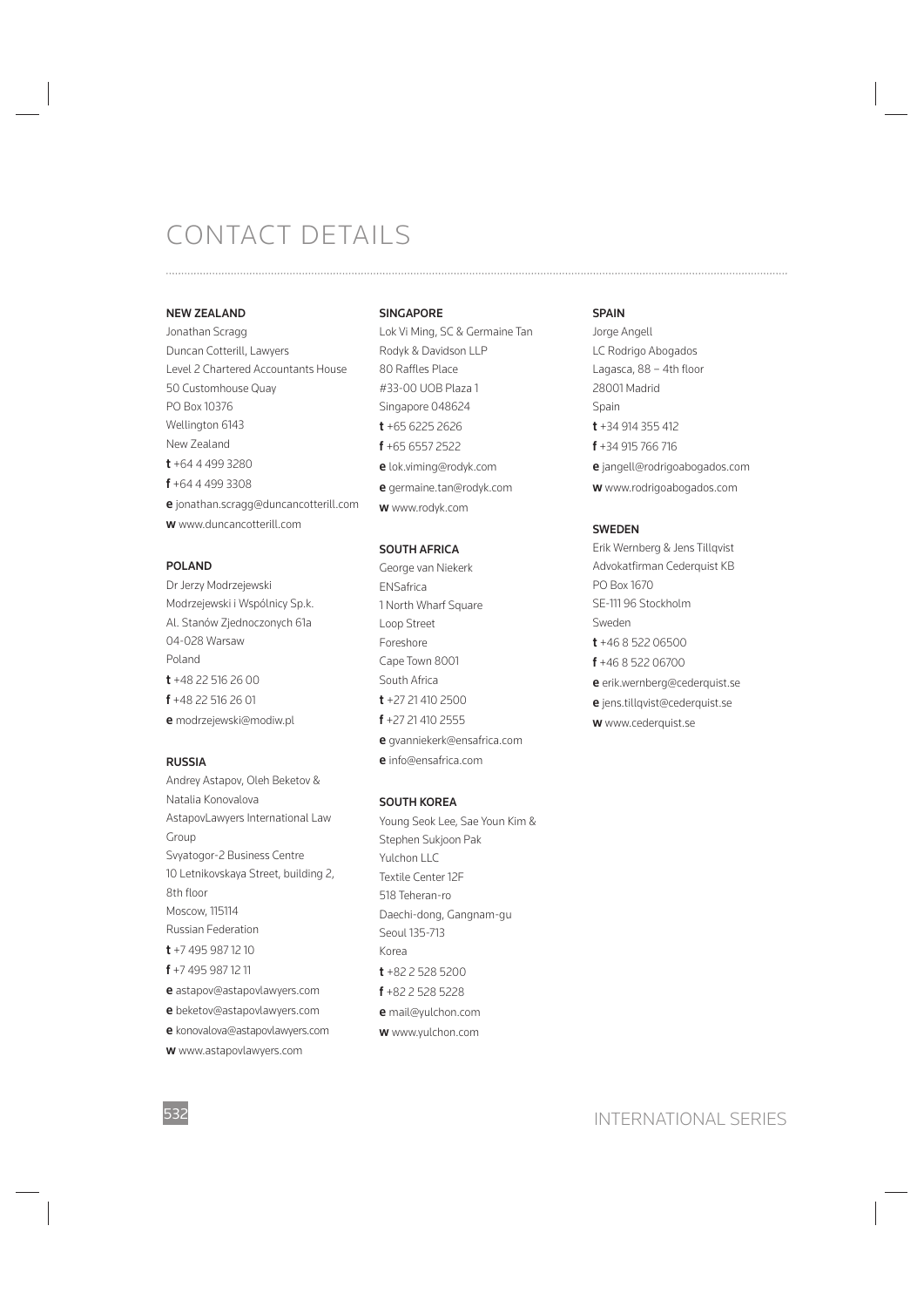# CONTACT DETAILS

### NEW ZEALAND

Jonathan Scragg
Duncan Cotterill, Lawyers
Level 2 Chartered Accountants House
50 Customhouse Quay
PO Box 10376
Wellington 6143
New Zealand
**t** +64 4 499 3280
**f** +64 4 499 3308
**e** jonathan.scragg@duncancotterill.com
**w** www.duncancotterill.com

### POLAND

Dr Jerzy Modrzejewski
Modrzejewski i Wspólnicy Sp.k.
Al. Stanów Zjednoczonych 61a
04-028 Warsaw
Poland
**t** +48 22 516 26 00
**f** +48 22 516 26 01
**e** modrzejewski@modiw.pl

### RUSSIA

Andrey Astapov, Oleh Beketov & Natalia Konovalova
AstapovLawyers International Law Group
Svyatogor-2 Business Centre
10 Letnikovskaya Street, building 2, 8th floor
Moscow, 115114
Russian Federation
**t** +7 495 987 12 10
**f** +7 495 987 12 11
**e** astapov@astapovlawyers.com
**e** beketov@astapovlawyers.com
**e** konovalova@astapovlawyers.com
**w** www.astapovlawyers.com

### SINGAPORE

Lok Vi Ming, SC & Germaine Tan
Rodyk & Davidson LLP
80 Raffles Place
#33-00 UOB Plaza 1
Singapore 048624
**t** +65 6225 2626
**f** +65 6557 2522
**e** lok.viming@rodyk.com
**e** germaine.tan@rodyk.com
**w** www.rodyk.com

### SOUTH AFRICA

George van Niekerk
ENSafrica
1 North Wharf Square
Loop Street
Foreshore
Cape Town 8001
South Africa
**t** +27 21 410 2500
**f** +27 21 410 2555
**e** gvanniekerk@ensafrica.com
**e** info@ensafrica.com

### SOUTH KOREA

Young Seok Lee, Sae Youn Kim & Stephen Sukjoon Pak
Yulchon LLC
Textile Center 12F
518 Teheran-ro
Daechi-dong, Gangnam-gu
Seoul 135-713
Korea
**t** +82 2 528 5200
**f** +82 2 528 5228
**e** mail@yulchon.com
**w** www.yulchon.com

### SPAIN

Jorge Angell
LC Rodrigo Abogados
Lagasca, 88 – 4th floor
28001 Madrid
Spain
**t** +34 914 355 412
**f** +34 915 766 716
**e** jangell@rodrigoabogados.com
**w** www.rodrigoabogados.com

### SWEDEN

Erik Wernberg & Jens Tillqvist
Advokatfirman Cederquist KB
PO Box 1670
SE-111 96 Stockholm
Sweden
**t** +46 8 522 06500
**f** +46 8 522 06700
**e** erik.wernberg@cederquist.se
**e** jens.tillqvist@cederquist.se
**w** www.cederquist.se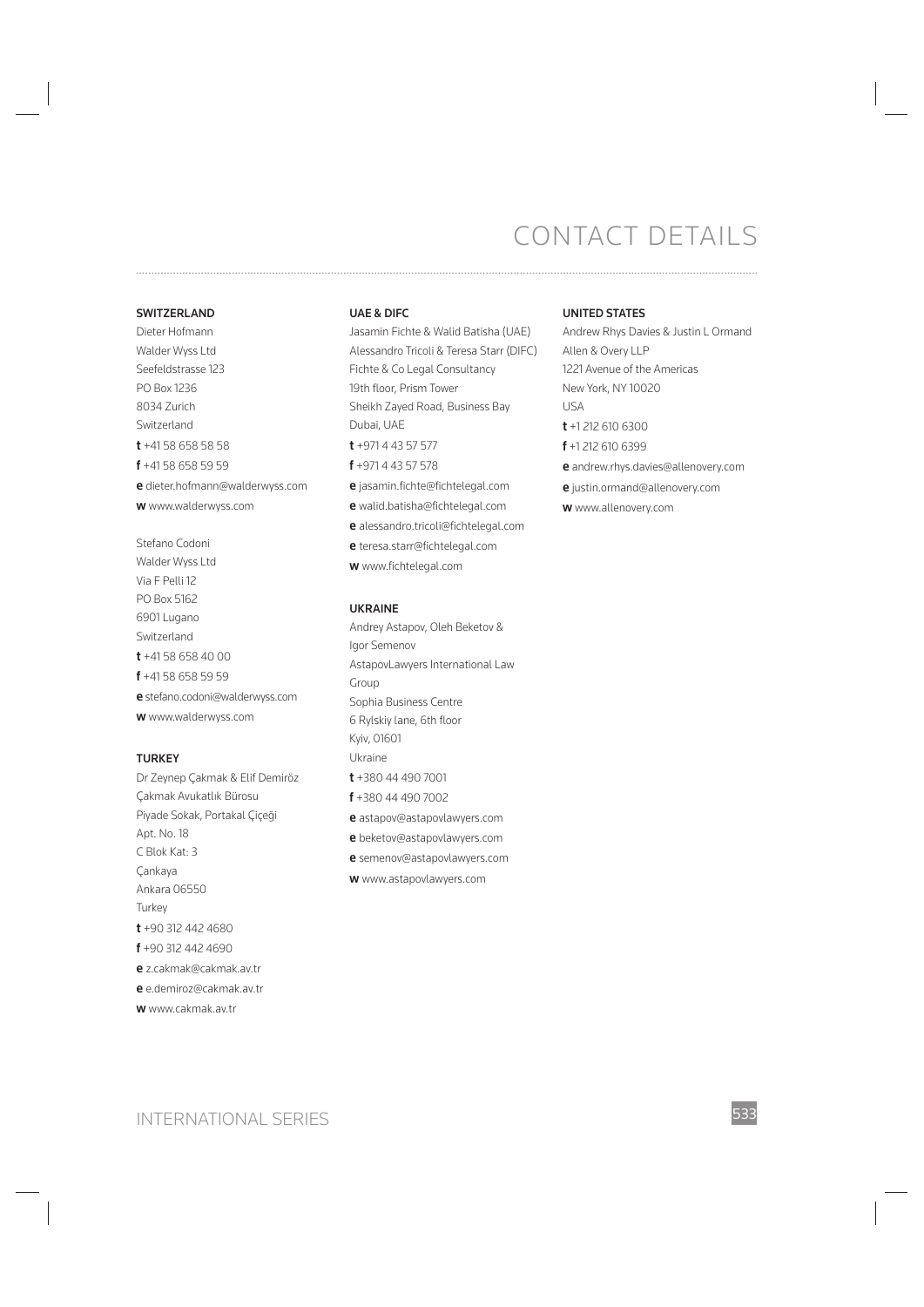# CONTACT DETAILS

## SWITZERLAND

Dieter Hofmann
Walder Wyss Ltd
Seefeldstrasse 123
PO Box 1236
8034 Zurich
Switzerland
**t** +41 58 658 58 58
**f** +41 58 658 59 59
**e** dieter.hofmann@walderwyss.com
**w** www.walderwyss.com

Stefano Codoni
Walder Wyss Ltd
Via F Pelli 12
PO Box 5162
6901 Lugano
Switzerland
**t** +41 58 658 40 00
**f** +41 58 658 59 59
**e** stefano.codoni@walderwyss.com
**w** www.walderwyss.com

## TURKEY

Dr Zeynep Çakmak & Elif Demiröz
Çakmak Avukatlık Bürosu
Piyade Sokak, Portakal Çiçeği
Apt. No. 18
C Blok Kat: 3
Çankaya
Ankara 06550
Turkey
**t** +90 312 442 4680
**f** +90 312 442 4690
**e** z.cakmak@cakmak.av.tr
**e** e.demiroz@cakmak.av.tr
**w** www.cakmak.av.tr

## UAE & DIFC

Jasamin Fichte & Walid Batisha (UAE)
Alessandro Tricoli & Teresa Starr (DIFC)
Fichte & Co Legal Consultancy
19th floor, Prism Tower
Sheikh Zayed Road, Business Bay
Dubai, UAE
**t** +971 4 43 57 577
**f** +971 4 43 57 578
**e** jasamin.fichte@fichtelegal.com
**e** walid.batisha@fichtelegal.com
**e** alessandro.tricoli@fichtelegal.com
**e** teresa.starr@fichtelegal.com
**w** www.fichtelegal.com

## UKRAINE

Andrey Astapov, Oleh Beketov & Igor Semenov
AstapovLawyers International Law Group
Sophia Business Centre
6 Rylskiy lane, 6th floor
Kyiv, 01601
Ukraine
**t** +380 44 490 7001
**f** +380 44 490 7002
**e** astapov@astapovlawyers.com
**e** beketov@astapovlawyers.com
**e** semenov@astapovlawyers.com
**w** www.astapovlawyers.com

## UNITED STATES

Andrew Rhys Davies & Justin L Ormand
Allen & Overy LLP
1221 Avenue of the Americas
New York, NY 10020
USA
**t** +1 212 610 6300
**f** +1 212 610 6399
**e** andrew.rhys.davies@allenovery.com
**e** justin.ormand@allenovery.com
**w** www.allenovery.com